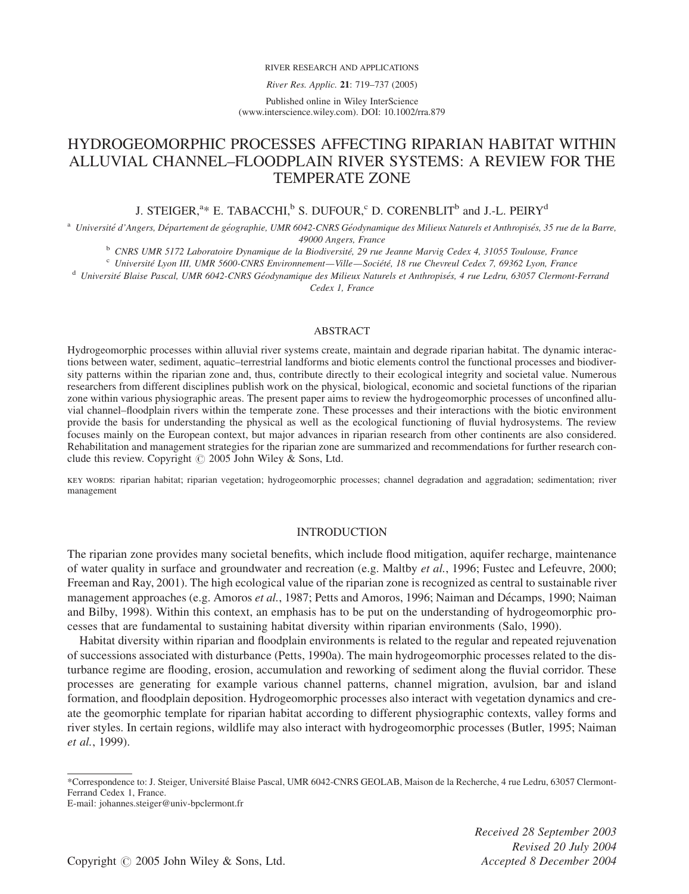# HYDROGEOMORPHIC PROCESSES AFFECTING RIPARIAN HABITAT WITHIN ALLUVIAL CHANNEL–FLOODPLAIN RIVER SYSTEMS: A REVIEW FOR THE TEMPERATE ZONE

J. STEIGER,[a]* E. TABACCHI,[b] S. DUFOUR,[c] D. CORENBLIT[b] and J.-L. PEIRY[d]

[a] *Université d'Angers, Département de géographie, UMR 6042-CNRS Géodynamique des Milieux Naturels et Anthropisés, 35 rue de la Barre, 49000 Angers, France*

[b] *CNRS UMR 5172 Laboratoire Dynamique de la Biodiversité, 29 rue Jeanne Marvig Cedex 4, 31055 Toulouse, France*

[c] *Université Lyon III, UMR 5600-CNRS Environnement—Ville—Société, 18 rue Chevreul Cedex 7, 69362 Lyon, France*

[d] *Université Blaise Pascal, UMR 6042-CNRS Géodynamique des Milieux Naturels et Anthropisés, 4 rue Ledru, 63057 Clermont-Ferrand Cedex 1, France*

## ABSTRACT

Hydrogeomorphic processes within alluvial river systems create, maintain and degrade riparian habitat. The dynamic interactions between water, sediment, aquatic–terrestrial landforms and biotic elements control the functional processes and biodiversity patterns within the riparian zone and, thus, contribute directly to their ecological integrity and societal value. Numerous researchers from different disciplines publish work on the physical, biological, economic and societal functions of the riparian zone within various physiographic areas. The present paper aims to review the hydrogeomorphic processes of unconfined alluvial channel–floodplain rivers within the temperate zone. These processes and their interactions with the biotic environment provide the basis for understanding the physical as well as the ecological functioning of fluvial hydrosystems. The review focuses mainly on the European context, but major advances in riparian research from other continents are also considered. Rehabilitation and management strategies for the riparian zone are summarized and recommendations for further research conclude this review. Copyright © 2005 John Wiley & Sons, Ltd.

KEY WORDS: riparian habitat; riparian vegetation; hydrogeomorphic processes; channel degradation and aggradation; sedimentation; river management

## INTRODUCTION

The riparian zone provides many societal benefits, which include flood mitigation, aquifer recharge, maintenance of water quality in surface and groundwater and recreation (e.g. Maltby *et al.*, 1996; Fustec and Lefeuvre, 2000; Freeman and Ray, 2001). The high ecological value of the riparian zone is recognized as central to sustainable river management approaches (e.g. Amoros *et al.*, 1987; Petts and Amoros, 1996; Naiman and Décamps, 1990; Naiman and Bilby, 1998). Within this context, an emphasis has to be put on the understanding of hydrogeomorphic processes that are fundamental to sustaining habitat diversity within riparian environments (Salo, 1990).

Habitat diversity within riparian and floodplain environments is related to the regular and repeated rejuvenation of successions associated with disturbance (Petts, 1990a). The main hydrogeomorphic processes related to the disturbance regime are flooding, erosion, accumulation and reworking of sediment along the fluvial corridor. These processes are generating for example various channel patterns, channel migration, avulsion, bar and island formation, and floodplain deposition. Hydrogeomorphic processes also interact with vegetation dynamics and create the geomorphic template for riparian habitat according to different physiographic contexts, valley forms and river styles. In certain regions, wildlife may also interact with hydrogeomorphic processes (Butler, 1995; Naiman *et al.*, 1999).

*Correspondence to: J. Steiger, Université Blaise Pascal, UMR 6042-CNRS GEOLAB, Maison de la Recherche, 4 rue Ledru, 63057 Clermont-Ferrand Cedex 1, France.
E-mail: johannes.steiger@univ-bpclermont.fr

*Received 28 September 2003*
*Revised 20 July 2004*
*Accepted 8 December 2004*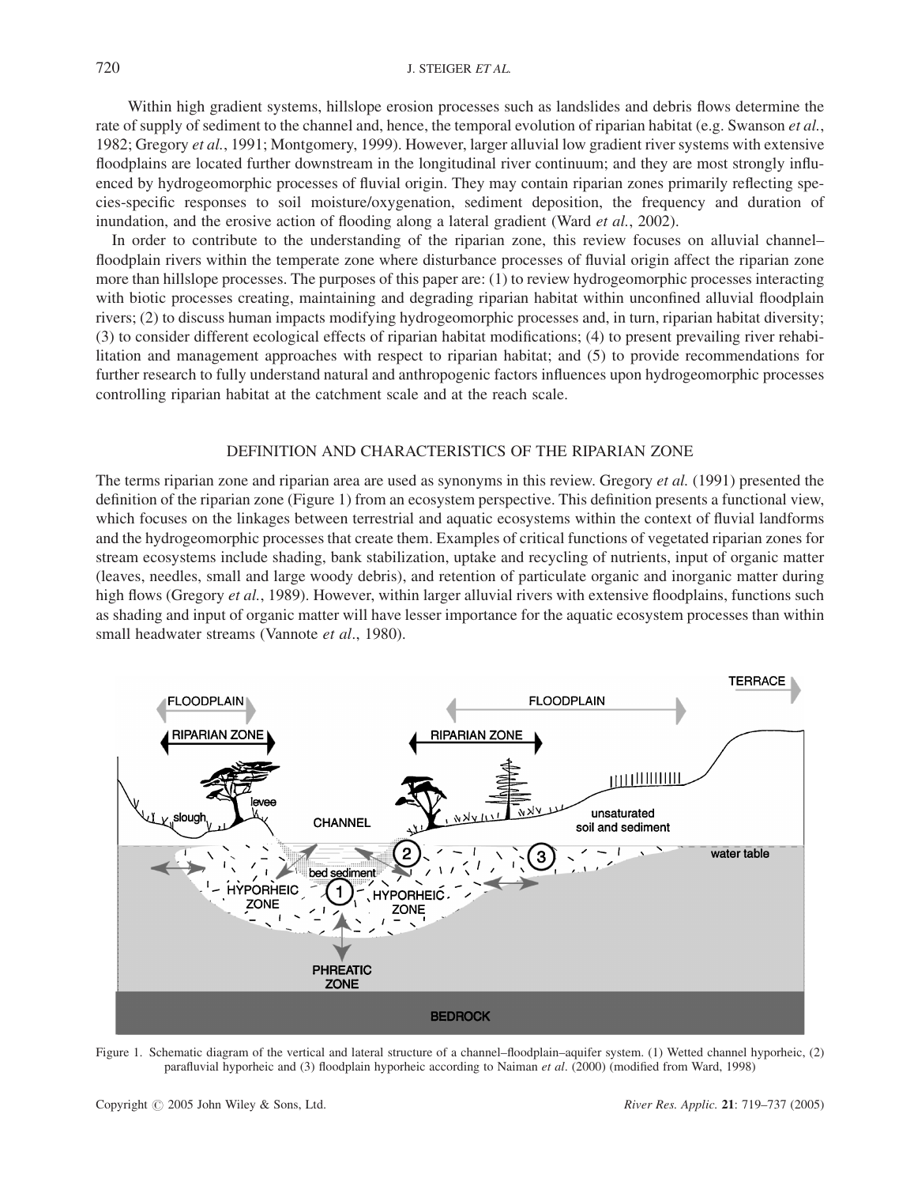Within high gradient systems, hillslope erosion processes such as landslides and debris flows determine the rate of supply of sediment to the channel and, hence, the temporal evolution of riparian habitat (e.g. Swanson *et al.*, 1982; Gregory *et al.*, 1991; Montgomery, 1999). However, larger alluvial low gradient river systems with extensive floodplains are located further downstream in the longitudinal river continuum; and they are most strongly influenced by hydrogeomorphic processes of fluvial origin. They may contain riparian zones primarily reflecting species-specific responses to soil moisture/oxygenation, sediment deposition, the frequency and duration of inundation, and the erosive action of flooding along a lateral gradient (Ward *et al.*, 2002).

In order to contribute to the understanding of the riparian zone, this review focuses on alluvial channel–floodplain rivers within the temperate zone where disturbance processes of fluvial origin affect the riparian zone more than hillslope processes. The purposes of this paper are: (1) to review hydrogeomorphic processes interacting with biotic processes creating, maintaining and degrading riparian habitat within unconfined alluvial floodplain rivers; (2) to discuss human impacts modifying hydrogeomorphic processes and, in turn, riparian habitat diversity; (3) to consider different ecological effects of riparian habitat modifications; (4) to present prevailing river rehabilitation and management approaches with respect to riparian habitat; and (5) to provide recommendations for further research to fully understand natural and anthropogenic factors influences upon hydrogeomorphic processes controlling riparian habitat at the catchment scale and at the reach scale.

## DEFINITION AND CHARACTERISTICS OF THE RIPARIAN ZONE

The terms riparian zone and riparian area are used as synonyms in this review. Gregory *et al.* (1991) presented the definition of the riparian zone (Figure 1) from an ecosystem perspective. This definition presents a functional view, which focuses on the linkages between terrestrial and aquatic ecosystems within the context of fluvial landforms and the hydrogeomorphic processes that create them. Examples of critical functions of vegetated riparian zones for stream ecosystems include shading, bank stabilization, uptake and recycling of nutrients, input of organic matter (leaves, needles, small and large woody debris), and retention of particulate organic and inorganic matter during high flows (Gregory *et al.*, 1989). However, within larger alluvial rivers with extensive floodplains, functions such as shading and input of organic matter will have lesser importance for the aquatic ecosystem processes than within small headwater streams (Vannote *et al*., 1980).

FLOODPLAIN
RIPARIAN ZONE
FLOODPLAIN
RIPARIAN ZONE
TERRACE
slough
levee
CHANNEL
unsaturated soil and sediment
water table
bed sediment
HYPORHEIC ZONE
HYPORHEIC ZONE
1
2
3
PHREATIC ZONE
BEDROCK

Figure 1. Schematic diagram of the vertical and lateral structure of a channel–floodplain–aquifer system. (1) Wetted channel hyporheic, (2) parafluvial hyporheic and (3) floodplain hyporheic according to Naiman *et al.* (2000) (modified from Ward, 1998)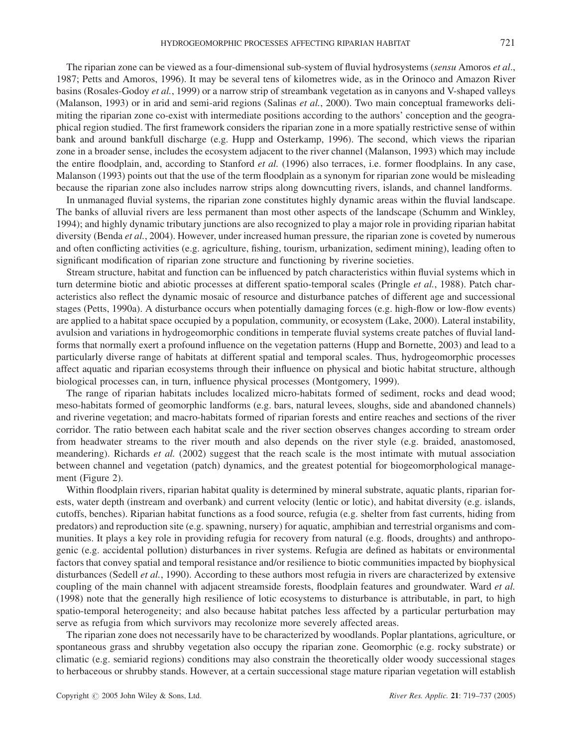The riparian zone can be viewed as a four-dimensional sub-system of fluvial hydrosystems (*sensu* Amoros *et al.*, 1987; Petts and Amoros, 1996). It may be several tens of kilometres wide, as in the Orinoco and Amazon River basins (Rosales-Godoy *et al.*, 1999) or a narrow strip of streambank vegetation as in canyons and V-shaped valleys (Malanson, 1993) or in arid and semi-arid regions (Salinas *et al.*, 2000). Two main conceptual frameworks delimiting the riparian zone co-exist with intermediate positions according to the authors' conception and the geographical region studied. The first framework considers the riparian zone in a more spatially restrictive sense of within bank and around bankfull discharge (e.g. Hupp and Osterkamp, 1996). The second, which views the riparian zone in a broader sense, includes the ecosystem adjacent to the river channel (Malanson, 1993) which may include the entire floodplain, and, according to Stanford *et al.* (1996) also terraces, i.e. former floodplains. In any case, Malanson (1993) points out that the use of the term floodplain as a synonym for riparian zone would be misleading because the riparian zone also includes narrow strips along downcutting rivers, islands, and channel landforms.

In unmanaged fluvial systems, the riparian zone constitutes highly dynamic areas within the fluvial landscape. The banks of alluvial rivers are less permanent than most other aspects of the landscape (Schumm and Winkley, 1994); and highly dynamic tributary junctions are also recognized to play a major role in providing riparian habitat diversity (Benda *et al.*, 2004). However, under increased human pressure, the riparian zone is coveted by numerous and often conflicting activities (e.g. agriculture, fishing, tourism, urbanization, sediment mining), leading often to significant modification of riparian zone structure and functioning by riverine societies.

Stream structure, habitat and function can be influenced by patch characteristics within fluvial systems which in turn determine biotic and abiotic processes at different spatio-temporal scales (Pringle *et al.*, 1988). Patch characteristics also reflect the dynamic mosaic of resource and disturbance patches of different age and successional stages (Petts, 1990a). A disturbance occurs when potentially damaging forces (e.g. high-flow or low-flow events) are applied to a habitat space occupied by a population, community, or ecosystem (Lake, 2000). Lateral instability, avulsion and variations in hydrogeomorphic conditions in temperate fluvial systems create patches of fluvial landforms that normally exert a profound influence on the vegetation patterns (Hupp and Bornette, 2003) and lead to a particularly diverse range of habitats at different spatial and temporal scales. Thus, hydrogeomorphic processes affect aquatic and riparian ecosystems through their influence on physical and biotic habitat structure, although biological processes can, in turn, influence physical processes (Montgomery, 1999).

The range of riparian habitats includes localized micro-habitats formed of sediment, rocks and dead wood; meso-habitats formed of geomorphic landforms (e.g. bars, natural levees, sloughs, side and abandoned channels) and riverine vegetation; and macro-habitats formed of riparian forests and entire reaches and sections of the river corridor. The ratio between each habitat scale and the river section observes changes according to stream order from headwater streams to the river mouth and also depends on the river style (e.g. braided, anastomosed, meandering). Richards *et al.* (2002) suggest that the reach scale is the most intimate with mutual association between channel and vegetation (patch) dynamics, and the greatest potential for biogeomorphological management (Figure 2).

Within floodplain rivers, riparian habitat quality is determined by mineral substrate, aquatic plants, riparian forests, water depth (instream and overbank) and current velocity (lentic or lotic), and habitat diversity (e.g. islands, cutoffs, benches). Riparian habitat functions as a food source, refugia (e.g. shelter from fast currents, hiding from predators) and reproduction site (e.g. spawning, nursery) for aquatic, amphibian and terrestrial organisms and communities. It plays a key role in providing refugia for recovery from natural (e.g. floods, droughts) and anthropogenic (e.g. accidental pollution) disturbances in river systems. Refugia are defined as habitats or environmental factors that convey spatial and temporal resistance and/or resilience to biotic communities impacted by biophysical disturbances (Sedell *et al.*, 1990). According to these authors most refugia in rivers are characterized by extensive coupling of the main channel with adjacent streamside forests, floodplain features and groundwater. Ward *et al.* (1998) note that the generally high resilience of lotic ecosystems to disturbance is attributable, in part, to high spatio-temporal heterogeneity; and also because habitat patches less affected by a particular perturbation may serve as refugia from which survivors may recolonize more severely affected areas.

The riparian zone does not necessarily have to be characterized by woodlands. Poplar plantations, agriculture, or spontaneous grass and shrubby vegetation also occupy the riparian zone. Geomorphic (e.g. rocky substrate) or climatic (e.g. semiarid regions) conditions may also constrain the theoretically older woody successional stages to herbaceous or shrubby stands. However, at a certain successional stage mature riparian vegetation will establish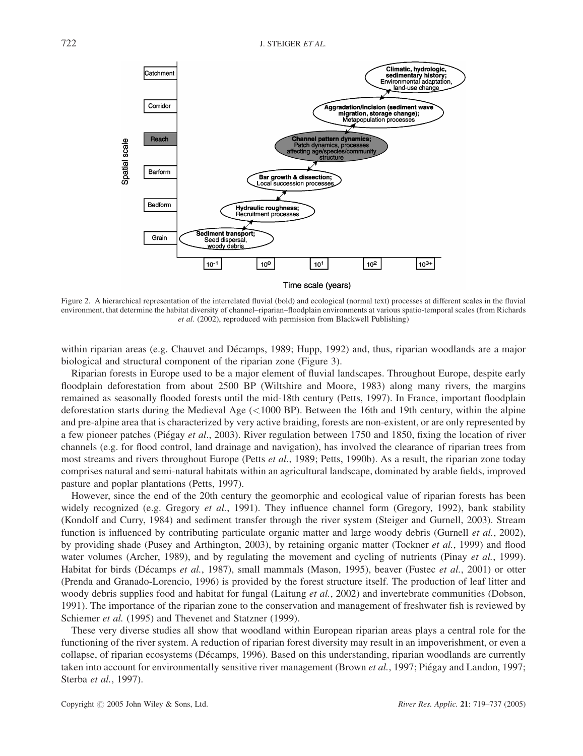Spatial scale

Catchment

Corridor

Reach

Barform

Bedform

Grain

**Climatic, hydrologic, sedimentary history;** Environmental adaptation, land-use change

**Aggradation/incision (sediment wave migration, storage change);** Metapopulation processes

**Channel pattern dynamics;** Patch dynamics, processes affecting age/species/community structure

**Bar growth & dissection;** Local succession processes

**Hydraulic roughness;** Recruitment processes

**Sediment transport;** Seed dispersal, woody debris

$10^{-1}$ $10^{0}$ $10^{1}$ $10^{2}$ $10^{3+}$

Time scale (years)

Figure 2. A hierarchical representation of the interrelated fluvial (bold) and ecological (normal text) processes at different scales in the fluvial environment, that determine the habitat diversity of channel–riparian–floodplain environments at various spatio-temporal scales (from Richards *et al.* (2002), reproduced with permission from Blackwell Publishing)

within riparian areas (e.g. Chauvet and Décamps, 1989; Hupp, 1992) and, thus, riparian woodlands are a major biological and structural component of the riparian zone (Figure 3).

Riparian forests in Europe used to be a major element of fluvial landscapes. Throughout Europe, despite early floodplain deforestation from about 2500 BP (Wiltshire and Moore, 1983) along many rivers, the margins remained as seasonally flooded forests until the mid-18th century (Petts, 1997). In France, important floodplain deforestation starts during the Medieval Age (<1000 BP). Between the 16th and 19th century, within the alpine and pre-alpine area that is characterized by very active braiding, forests are non-existent, or are only represented by a few pioneer patches (Piégay *et al*., 2003). River regulation between 1750 and 1850, fixing the location of river channels (e.g. for flood control, land drainage and navigation), has involved the clearance of riparian trees from most streams and rivers throughout Europe (Petts *et al*., 1989; Petts, 1990b). As a result, the riparian zone today comprises natural and semi-natural habitats within an agricultural landscape, dominated by arable fields, improved pasture and poplar plantations (Petts, 1997).

However, since the end of the 20th century the geomorphic and ecological value of riparian forests has been widely recognized (e.g. Gregory *et al.*, 1991). They influence channel form (Gregory, 1992), bank stability (Kondolf and Curry, 1984) and sediment transfer through the river system (Steiger and Gurnell, 2003). Stream function is influenced by contributing particulate organic matter and large woody debris (Gurnell *et al.*, 2002), by providing shade (Pusey and Arthington, 2003), by retaining organic matter (Tockner *et al.*, 1999) and flood water volumes (Archer, 1989), and by regulating the movement and cycling of nutrients (Pinay *et al.*, 1999). Habitat for birds (Décamps *et al.*, 1987), small mammals (Mason, 1995), beaver (Fustec *et al.*, 2001) or otter (Prenda and Granado-Lorencio, 1996) is provided by the forest structure itself. The production of leaf litter and woody debris supplies food and habitat for fungal (Laitung *et al.*, 2002) and invertebrate communities (Dobson, 1991). The importance of the riparian zone to the conservation and management of freshwater fish is reviewed by Schiemer *et al.* (1995) and Thevenet and Statzner (1999).

These very diverse studies all show that woodland within European riparian areas plays a central role for the functioning of the river system. A reduction of riparian forest diversity may result in an impoverishment, or even a collapse, of riparian ecosystems (Décamps, 1996). Based on this understanding, riparian woodlands are currently taken into account for environmentally sensitive river management (Brown *et al.*, 1997; Piégay and Landon, 1997; Sterba *et al.*, 1997).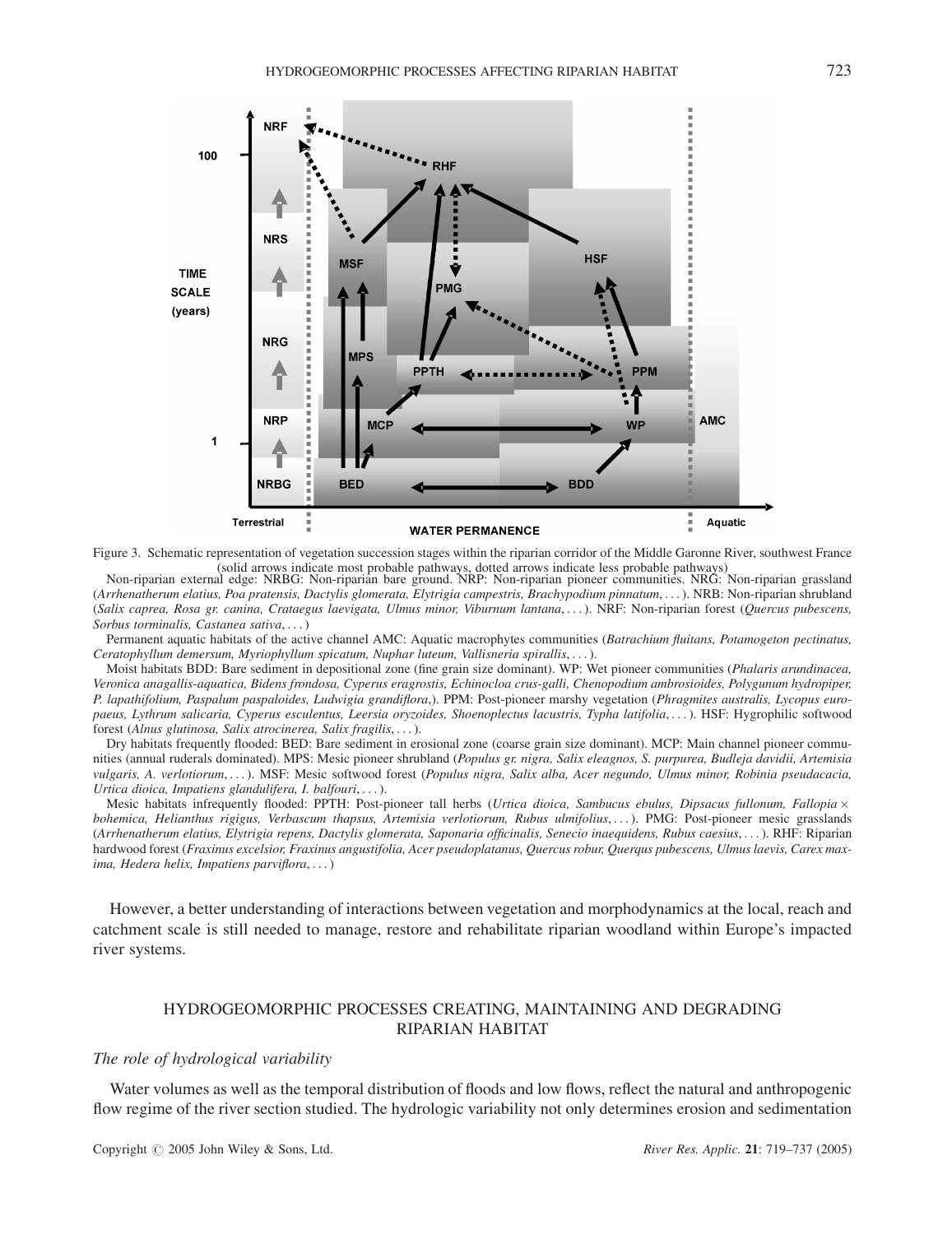NRF
100
RHF
NRS
MSF
HSF
TIME SCALE (years)
PMG
NRG
MPS
PPTH
PPM
NRP
MCP
WP
AMC
1
NRBG
BED
BDD
Terrestrial
WATER PERMANENCE
Aquatic

Figure 3. Schematic representation of vegetation succession stages within the riparian corridor of the Middle Garonne River, southwest France (solid arrows indicate most probable pathways, dotted arrows indicate less probable pathways)

Non-riparian external edge: NRBG: Non-riparian bare ground. NRP: Non-riparian pioneer communities. NRG: Non-riparian grassland (*Arrhenatherum elatius, Poa pratensis, Dactylis glomerata, Elytrigia campestris, Brachypodium pinnatum*, . . . ). NRB: Non-riparian shrubland (*Salix caprea, Rosa gr. canina, Crataegus laevigata, Ulmus minor, Viburnum lantana*, . . . ). NRF: Non-riparian forest (*Quercus pubescens, Sorbus torminalis, Castanea sativa*, . . . )

Permanent aquatic habitats of the active channel AMC: Aquatic macrophytes communities (*Batrachium fluitans, Potamogeton pectinatus, Ceratophyllum demersum, Myriophyllum spicatum, Nuphar luteum, Vallisneria spirallis*, . . . ).

Moist habitats BDD: Bare sediment in depositional zone (fine grain size dominant). WP: Wet pioneer communities (*Phalaris arundinacea, Veronica anagallis-aquatica, Bidens frondosa, Cyperus eragrostis, Echinocloa crus-galli, Chenopodium ambrosioides, Polygunum hydropiper, P. lapathifolium, Paspalum paspaloides, Ludwigia grandiflora*,). PPM: Post-pioneer marshy vegetation (*Phragmites australis, Lycopus europaeus, Lythrum salicaria, Cyperus esculentus, Leersia oryzoides, Shoenoplectus lacustris, Typha latifolia*, . . . ). HSF: Hygrophilic softwood forest (*Alnus glutinosa, Salix atrocinerea, Salix fragilis*, . . . ).

Dry habitats frequently flooded: BED: Bare sediment in erosional zone (coarse grain size dominant). MCP: Main channel pioneer communities (annual ruderals dominated). MPS: Mesic pioneer shrubland (*Populus gr. nigra, Salix eleagnos, S. purpurea, Budleja davidii, Artemisia vulgaris, A. verlotiorum*, . . . ). MSF: Mesic softwood forest (*Populus nigra, Salix alba, Acer negundo, Ulmus minor, Robinia pseudacacia, Urtica dioica, Impatiens glandulifera, I. balfouri*, . . . ).

Mesic habitats infrequently flooded: PPTH: Post-pioneer tall herbs (*Urtica dioica, Sambucus ebulus, Dipsacus fullonum, Fallopia* × *bohemica, Helianthus rigigus, Verbascum thapsus, Artemisia verlotiorum, Rubus ulmifolius*, . . . ). PMG: Post-pioneer mesic grasslands (*Arrhenatherum elatius, Elytrigia repens, Dactylis glomerata, Saponaria officinalis, Senecio inaequidens, Rubus caesius*, . . . ). RHF: Riparian hardwood forest (*Fraxinus excelsior, Fraxinus angustifolia, Acer pseudoplatanus, Quercus robur, Querqus pubescens, Ulmus laevis, Carex maxima, Hedera helix, Impatiens parviflora*, . . . )

However, a better understanding of interactions between vegetation and morphodynamics at the local, reach and catchment scale is still needed to manage, restore and rehabilitate riparian woodland within Europe's impacted river systems.

## HYDROGEOMORPHIC PROCESSES CREATING, MAINTAINING AND DEGRADING RIPARIAN HABITAT

### *The role of hydrological variability*

Water volumes as well as the temporal distribution of floods and low flows, reflect the natural and anthropogenic flow regime of the river section studied. The hydrologic variability not only determines erosion and sedimentation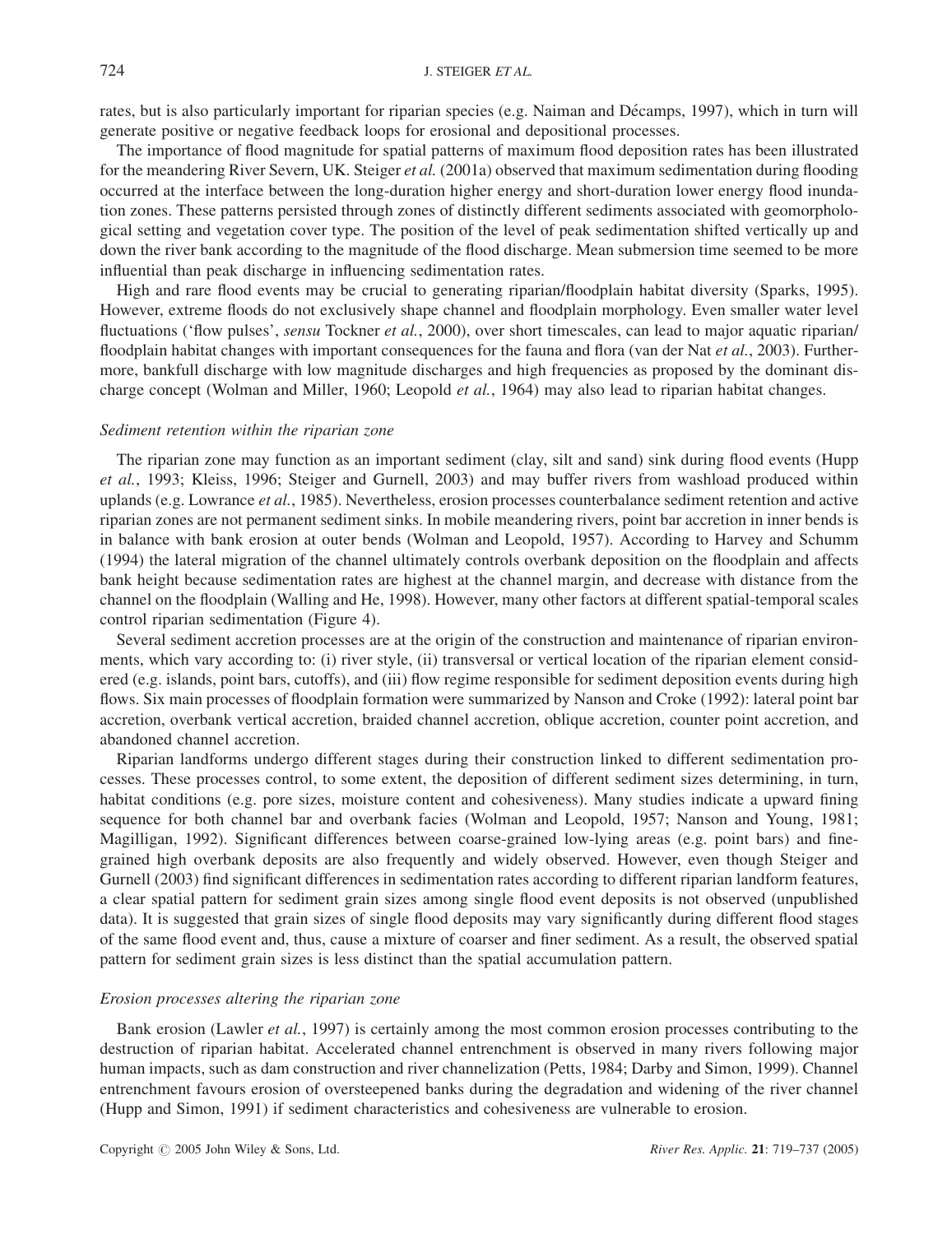rates, but is also particularly important for riparian species (e.g. Naiman and Décamps, 1997), which in turn will generate positive or negative feedback loops for erosional and depositional processes.

The importance of flood magnitude for spatial patterns of maximum flood deposition rates has been illustrated for the meandering River Severn, UK. Steiger *et al.* (2001a) observed that maximum sedimentation during flooding occurred at the interface between the long-duration higher energy and short-duration lower energy flood inundation zones. These patterns persisted through zones of distinctly different sediments associated with geomorphological setting and vegetation cover type. The position of the level of peak sedimentation shifted vertically up and down the river bank according to the magnitude of the flood discharge. Mean submersion time seemed to be more influential than peak discharge in influencing sedimentation rates.

High and rare flood events may be crucial to generating riparian/floodplain habitat diversity (Sparks, 1995). However, extreme floods do not exclusively shape channel and floodplain morphology. Even smaller water level fluctuations ('flow pulses', *sensu* Tockner *et al.*, 2000), over short timescales, can lead to major aquatic riparian/floodplain habitat changes with important consequences for the fauna and flora (van der Nat *et al.*, 2003). Furthermore, bankfull discharge with low magnitude discharges and high frequencies as proposed by the dominant discharge concept (Wolman and Miller, 1960; Leopold *et al.*, 1964) may also lead to riparian habitat changes.

### *Sediment retention within the riparian zone*

The riparian zone may function as an important sediment (clay, silt and sand) sink during flood events (Hupp *et al.*, 1993; Kleiss, 1996; Steiger and Gurnell, 2003) and may buffer rivers from washload produced within uplands (e.g. Lowrance *et al.*, 1985). Nevertheless, erosion processes counterbalance sediment retention and active riparian zones are not permanent sediment sinks. In mobile meandering rivers, point bar accretion in inner bends is in balance with bank erosion at outer bends (Wolman and Leopold, 1957). According to Harvey and Schumm (1994) the lateral migration of the channel ultimately controls overbank deposition on the floodplain and affects bank height because sedimentation rates are highest at the channel margin, and decrease with distance from the channel on the floodplain (Walling and He, 1998). However, many other factors at different spatial-temporal scales control riparian sedimentation (Figure 4).

Several sediment accretion processes are at the origin of the construction and maintenance of riparian environments, which vary according to: (i) river style, (ii) transversal or vertical location of the riparian element considered (e.g. islands, point bars, cutoffs), and (iii) flow regime responsible for sediment deposition events during high flows. Six main processes of floodplain formation were summarized by Nanson and Croke (1992): lateral point bar accretion, overbank vertical accretion, braided channel accretion, oblique accretion, counter point accretion, and abandoned channel accretion.

Riparian landforms undergo different stages during their construction linked to different sedimentation processes. These processes control, to some extent, the deposition of different sediment sizes determining, in turn, habitat conditions (e.g. pore sizes, moisture content and cohesiveness). Many studies indicate a upward fining sequence for both channel bar and overbank facies (Wolman and Leopold, 1957; Nanson and Young, 1981; Magilligan, 1992). Significant differences between coarse-grained low-lying areas (e.g. point bars) and fine-grained high overbank deposits are also frequently and widely observed. However, even though Steiger and Gurnell (2003) find significant differences in sedimentation rates according to different riparian landform features, a clear spatial pattern for sediment grain sizes among single flood event deposits is not observed (unpublished data). It is suggested that grain sizes of single flood deposits may vary significantly during different flood stages of the same flood event and, thus, cause a mixture of coarser and finer sediment. As a result, the observed spatial pattern for sediment grain sizes is less distinct than the spatial accumulation pattern.

### *Erosion processes altering the riparian zone*

Bank erosion (Lawler *et al.*, 1997) is certainly among the most common erosion processes contributing to the destruction of riparian habitat. Accelerated channel entrenchment is observed in many rivers following major human impacts, such as dam construction and river channelization (Petts, 1984; Darby and Simon, 1999). Channel entrenchment favours erosion of oversteepened banks during the degradation and widening of the river channel (Hupp and Simon, 1991) if sediment characteristics and cohesiveness are vulnerable to erosion.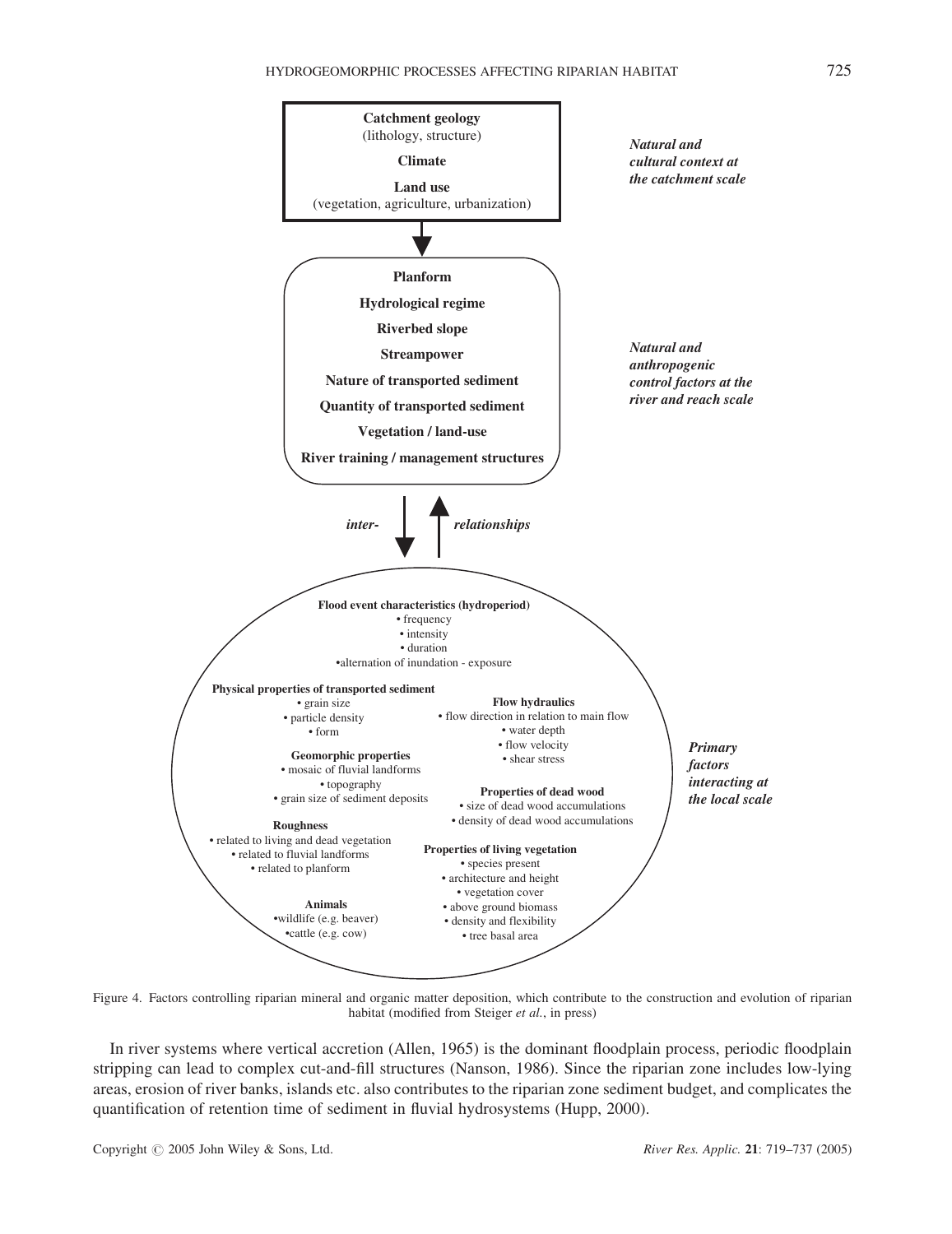Catchment geology
(lithology, structure)

Climate

Land use
(vegetation, agriculture, urbanization)

*Natural and cultural context at the catchment scale*

Planform

Hydrological regime

Riverbed slope

Streampower

Nature of transported sediment

Quantity of transported sediment

Vegetation / land-use

River training / management structures

*Natural and anthropogenic control factors at the river and reach scale*

*inter-* *relationships*

Flood event characteristics (hydroperiod)
• frequency
• intensity
• duration
•alternation of inundation - exposure

Physical properties of transported sediment
• grain size
• particle density
• form

Flow hydraulics
• flow direction in relation to main flow
• water depth
• flow velocity
• shear stress

Geomorphic properties
• mosaic of fluvial landforms
• topography
• grain size of sediment deposits

Properties of dead wood
• size of dead wood accumulations
• density of dead wood accumulations

Roughness
• related to living and dead vegetation
• related to fluvial landforms
• related to planform

Properties of living vegetation
• species present
• architecture and height
• vegetation cover
• above ground biomass
• density and flexibility
• tree basal area

Animals
•wildlife (e.g. beaver)
•cattle (e.g. cow)

*Primary factors interacting at the local scale*

Figure 4. Factors controlling riparian mineral and organic matter deposition, which contribute to the construction and evolution of riparian habitat (modified from Steiger *et al.*, in press)

In river systems where vertical accretion (Allen, 1965) is the dominant floodplain process, periodic floodplain stripping can lead to complex cut-and-fill structures (Nanson, 1986). Since the riparian zone includes low-lying areas, erosion of river banks, islands etc. also contributes to the riparian zone sediment budget, and complicates the quantification of retention time of sediment in fluvial hydrosystems (Hupp, 2000).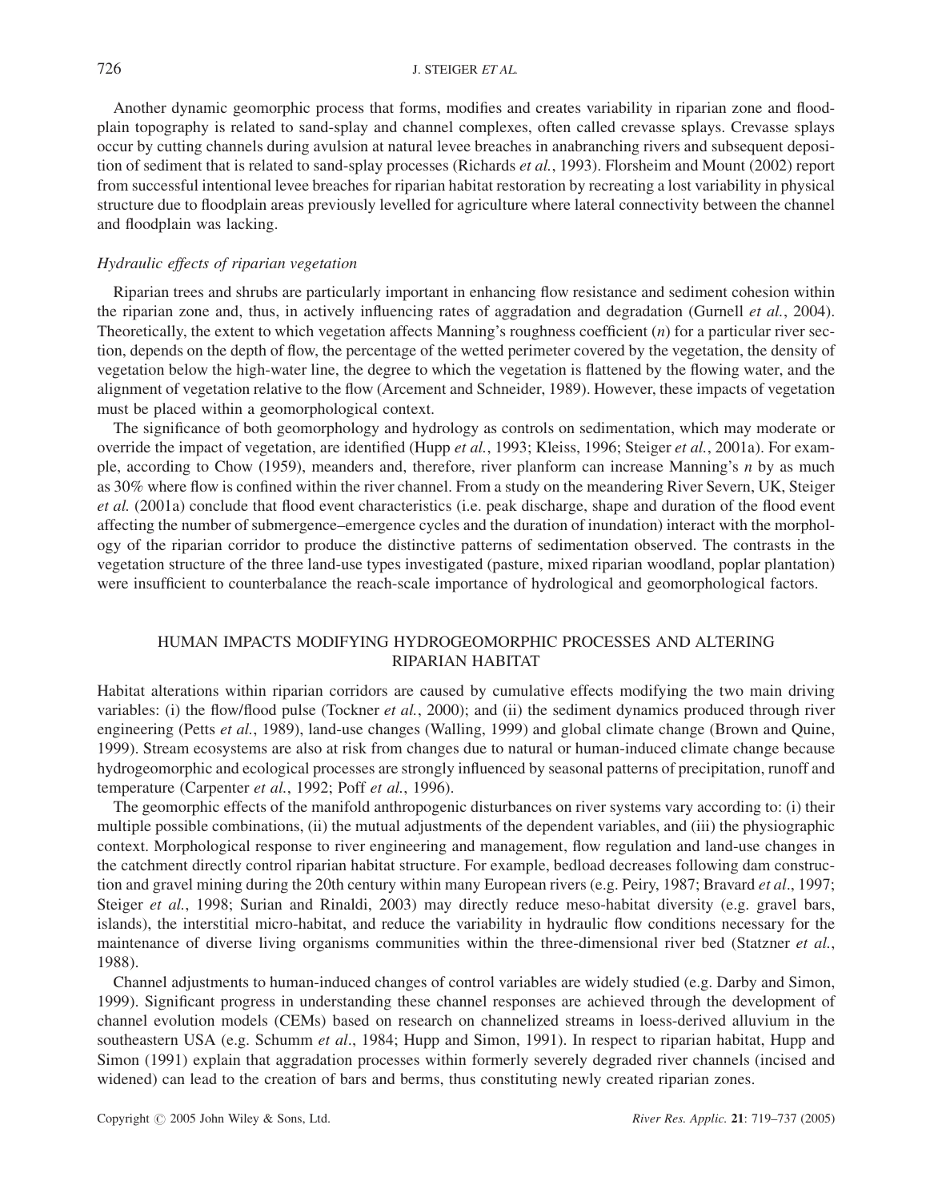Another dynamic geomorphic process that forms, modifies and creates variability in riparian zone and floodplain topography is related to sand-splay and channel complexes, often called crevasse splays. Crevasse splays occur by cutting channels during avulsion at natural levee breaches in anabranching rivers and subsequent deposition of sediment that is related to sand-splay processes (Richards *et al.*, 1993). Florsheim and Mount (2002) report from successful intentional levee breaches for riparian habitat restoration by recreating a lost variability in physical structure due to floodplain areas previously levelled for agriculture where lateral connectivity between the channel and floodplain was lacking.

### *Hydraulic effects of riparian vegetation*

Riparian trees and shrubs are particularly important in enhancing flow resistance and sediment cohesion within the riparian zone and, thus, in actively influencing rates of aggradation and degradation (Gurnell *et al.*, 2004). Theoretically, the extent to which vegetation affects Manning's roughness coefficient ($n$) for a particular river section, depends on the depth of flow, the percentage of the wetted perimeter covered by the vegetation, the density of vegetation below the high-water line, the degree to which the vegetation is flattened by the flowing water, and the alignment of vegetation relative to the flow (Arcement and Schneider, 1989). However, these impacts of vegetation must be placed within a geomorphological context.

The significance of both geomorphology and hydrology as controls on sedimentation, which may moderate or override the impact of vegetation, are identified (Hupp *et al.*, 1993; Kleiss, 1996; Steiger *et al.*, 2001a). For example, according to Chow (1959), meanders and, therefore, river planform can increase Manning's $n$ by as much as 30% where flow is confined within the river channel. From a study on the meandering River Severn, UK, Steiger *et al.* (2001a) conclude that flood event characteristics (i.e. peak discharge, shape and duration of the flood event affecting the number of submergence–emergence cycles and the duration of inundation) interact with the morphology of the riparian corridor to produce the distinctive patterns of sedimentation observed. The contrasts in the vegetation structure of the three land-use types investigated (pasture, mixed riparian woodland, poplar plantation) were insufficient to counterbalance the reach-scale importance of hydrological and geomorphological factors.

## HUMAN IMPACTS MODIFYING HYDROGEOMORPHIC PROCESSES AND ALTERING RIPARIAN HABITAT

Habitat alterations within riparian corridors are caused by cumulative effects modifying the two main driving variables: (i) the flow/flood pulse (Tockner *et al.*, 2000); and (ii) the sediment dynamics produced through river engineering (Petts *et al.*, 1989), land-use changes (Walling, 1999) and global climate change (Brown and Quine, 1999). Stream ecosystems are also at risk from changes due to natural or human-induced climate change because hydrogeomorphic and ecological processes are strongly influenced by seasonal patterns of precipitation, runoff and temperature (Carpenter *et al.*, 1992; Poff *et al.*, 1996).

The geomorphic effects of the manifold anthropogenic disturbances on river systems vary according to: (i) their multiple possible combinations, (ii) the mutual adjustments of the dependent variables, and (iii) the physiographic context. Morphological response to river engineering and management, flow regulation and land-use changes in the catchment directly control riparian habitat structure. For example, bedload decreases following dam construction and gravel mining during the 20th century within many European rivers (e.g. Peiry, 1987; Bravard *et al*., 1997; Steiger *et al.*, 1998; Surian and Rinaldi, 2003) may directly reduce meso-habitat diversity (e.g. gravel bars, islands), the interstitial micro-habitat, and reduce the variability in hydraulic flow conditions necessary for the maintenance of diverse living organisms communities within the three-dimensional river bed (Statzner *et al.*, 1988).

Channel adjustments to human-induced changes of control variables are widely studied (e.g. Darby and Simon, 1999). Significant progress in understanding these channel responses are achieved through the development of channel evolution models (CEMs) based on research on channelized streams in loess-derived alluvium in the southeastern USA (e.g. Schumm *et al*., 1984; Hupp and Simon, 1991). In respect to riparian habitat, Hupp and Simon (1991) explain that aggradation processes within formerly severely degraded river channels (incised and widened) can lead to the creation of bars and berms, thus constituting newly created riparian zones.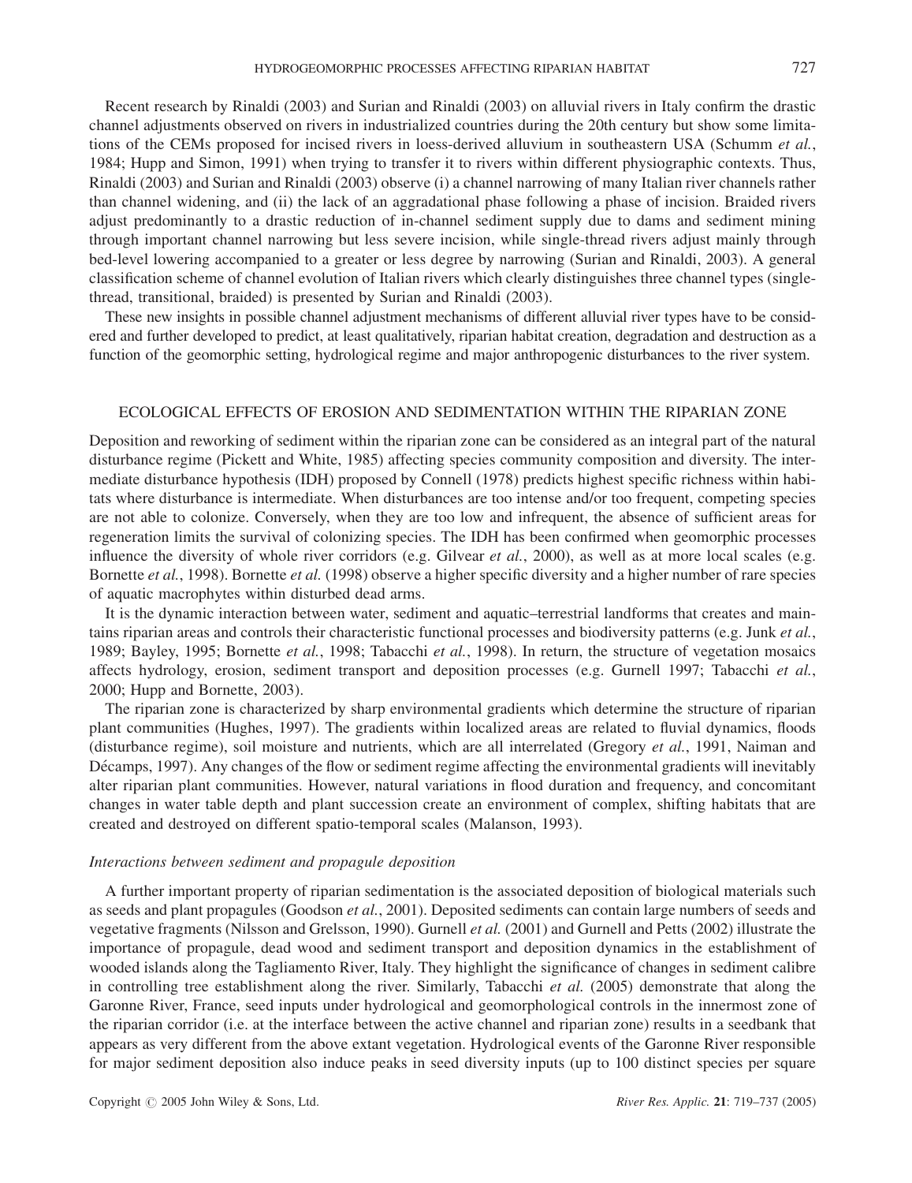Recent research by Rinaldi (2003) and Surian and Rinaldi (2003) on alluvial rivers in Italy confirm the drastic channel adjustments observed on rivers in industrialized countries during the 20th century but show some limitations of the CEMs proposed for incised rivers in loess-derived alluvium in southeastern USA (Schumm *et al.*, 1984; Hupp and Simon, 1991) when trying to transfer it to rivers within different physiographic contexts. Thus, Rinaldi (2003) and Surian and Rinaldi (2003) observe (i) a channel narrowing of many Italian river channels rather than channel widening, and (ii) the lack of an aggradational phase following a phase of incision. Braided rivers adjust predominantly to a drastic reduction of in-channel sediment supply due to dams and sediment mining through important channel narrowing but less severe incision, while single-thread rivers adjust mainly through bed-level lowering accompanied to a greater or less degree by narrowing (Surian and Rinaldi, 2003). A general classification scheme of channel evolution of Italian rivers which clearly distinguishes three channel types (single-thread, transitional, braided) is presented by Surian and Rinaldi (2003).

These new insights in possible channel adjustment mechanisms of different alluvial river types have to be considered and further developed to predict, at least qualitatively, riparian habitat creation, degradation and destruction as a function of the geomorphic setting, hydrological regime and major anthropogenic disturbances to the river system.

## ECOLOGICAL EFFECTS OF EROSION AND SEDIMENTATION WITHIN THE RIPARIAN ZONE

Deposition and reworking of sediment within the riparian zone can be considered as an integral part of the natural disturbance regime (Pickett and White, 1985) affecting species community composition and diversity. The intermediate disturbance hypothesis (IDH) proposed by Connell (1978) predicts highest specific richness within habitats where disturbance is intermediate. When disturbances are too intense and/or too frequent, competing species are not able to colonize. Conversely, when they are too low and infrequent, the absence of sufficient areas for regeneration limits the survival of colonizing species. The IDH has been confirmed when geomorphic processes influence the diversity of whole river corridors (e.g. Gilvear *et al.*, 2000), as well as at more local scales (e.g. Bornette *et al.*, 1998). Bornette *et al.* (1998) observe a higher specific diversity and a higher number of rare species of aquatic macrophytes within disturbed dead arms.

It is the dynamic interaction between water, sediment and aquatic–terrestrial landforms that creates and maintains riparian areas and controls their characteristic functional processes and biodiversity patterns (e.g. Junk *et al.*, 1989; Bayley, 1995; Bornette *et al.*, 1998; Tabacchi *et al.*, 1998). In return, the structure of vegetation mosaics affects hydrology, erosion, sediment transport and deposition processes (e.g. Gurnell 1997; Tabacchi *et al.*, 2000; Hupp and Bornette, 2003).

The riparian zone is characterized by sharp environmental gradients which determine the structure of riparian plant communities (Hughes, 1997). The gradients within localized areas are related to fluvial dynamics, floods (disturbance regime), soil moisture and nutrients, which are all interrelated (Gregory *et al.*, 1991, Naiman and Décamps, 1997). Any changes of the flow or sediment regime affecting the environmental gradients will inevitably alter riparian plant communities. However, natural variations in flood duration and frequency, and concomitant changes in water table depth and plant succession create an environment of complex, shifting habitats that are created and destroyed on different spatio-temporal scales (Malanson, 1993).

### *Interactions between sediment and propagule deposition*

A further important property of riparian sedimentation is the associated deposition of biological materials such as seeds and plant propagules (Goodson *et al.*, 2001). Deposited sediments can contain large numbers of seeds and vegetative fragments (Nilsson and Grelsson, 1990). Gurnell *et al.* (2001) and Gurnell and Petts (2002) illustrate the importance of propagule, dead wood and sediment transport and deposition dynamics in the establishment of wooded islands along the Tagliamento River, Italy. They highlight the significance of changes in sediment calibre in controlling tree establishment along the river. Similarly, Tabacchi *et al.* (2005) demonstrate that along the Garonne River, France, seed inputs under hydrological and geomorphological controls in the innermost zone of the riparian corridor (i.e. at the interface between the active channel and riparian zone) results in a seedbank that appears as very different from the above extant vegetation. Hydrological events of the Garonne River responsible for major sediment deposition also induce peaks in seed diversity inputs (up to 100 distinct species per square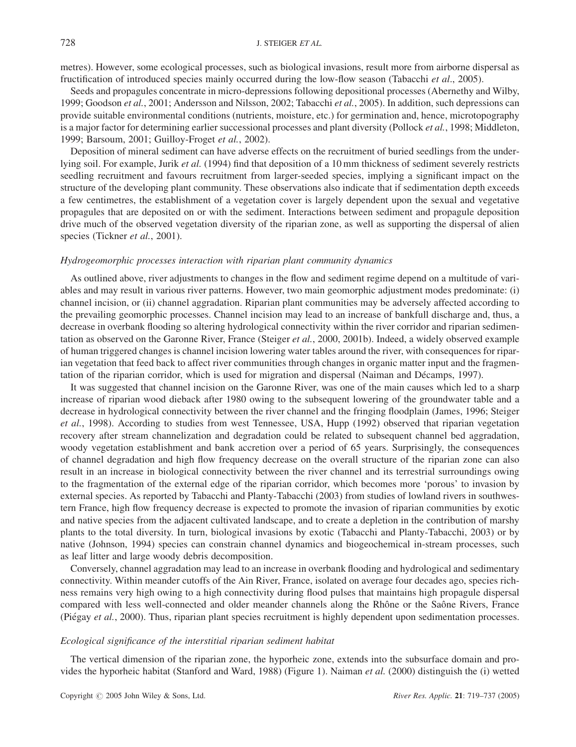metres). However, some ecological processes, such as biological invasions, result more from airborne dispersal as fructification of introduced species mainly occurred during the low-flow season (Tabacchi *et al*., 2005).

Seeds and propagules concentrate in micro-depressions following depositional processes (Abernethy and Wilby, 1999; Goodson *et al.*, 2001; Andersson and Nilsson, 2002; Tabacchi *et al.*, 2005). In addition, such depressions can provide suitable environmental conditions (nutrients, moisture, etc.) for germination and, hence, microtopography is a major factor for determining earlier successional processes and plant diversity (Pollock *et al.*, 1998; Middleton, 1999; Barsoum, 2001; Guilloy-Froget *et al.*, 2002).

Deposition of mineral sediment can have adverse effects on the recruitment of buried seedlings from the underlying soil. For example, Jurik *et al.* (1994) find that deposition of a 10 mm thickness of sediment severely restricts seedling recruitment and favours recruitment from larger-seeded species, implying a significant impact on the structure of the developing plant community. These observations also indicate that if sedimentation depth exceeds a few centimetres, the establishment of a vegetation cover is largely dependent upon the sexual and vegetative propagules that are deposited on or with the sediment. Interactions between sediment and propagule deposition drive much of the observed vegetation diversity of the riparian zone, as well as supporting the dispersal of alien species (Tickner *et al.*, 2001).

### *Hydrogeomorphic processes interaction with riparian plant community dynamics*

As outlined above, river adjustments to changes in the flow and sediment regime depend on a multitude of variables and may result in various river patterns. However, two main geomorphic adjustment modes predominate: (i) channel incision, or (ii) channel aggradation. Riparian plant communities may be adversely affected according to the prevailing geomorphic processes. Channel incision may lead to an increase of bankfull discharge and, thus, a decrease in overbank flooding so altering hydrological connectivity within the river corridor and riparian sedimentation as observed on the Garonne River, France (Steiger *et al.*, 2000, 2001b). Indeed, a widely observed example of human triggered changes is channel incision lowering water tables around the river, with consequences for riparian vegetation that feed back to affect river communities through changes in organic matter input and the fragmentation of the riparian corridor, which is used for migration and dispersal (Naiman and Décamps, 1997).

It was suggested that channel incision on the Garonne River, was one of the main causes which led to a sharp increase of riparian wood dieback after 1980 owing to the subsequent lowering of the groundwater table and a decrease in hydrological connectivity between the river channel and the fringing floodplain (James, 1996; Steiger *et al.*, 1998). According to studies from west Tennessee, USA, Hupp (1992) observed that riparian vegetation recovery after stream channelization and degradation could be related to subsequent channel bed aggradation, woody vegetation establishment and bank accretion over a period of 65 years. Surprisingly, the consequences of channel degradation and high flow frequency decrease on the overall structure of the riparian zone can also result in an increase in biological connectivity between the river channel and its terrestrial surroundings owing to the fragmentation of the external edge of the riparian corridor, which becomes more 'porous' to invasion by external species. As reported by Tabacchi and Planty-Tabacchi (2003) from studies of lowland rivers in southwestern France, high flow frequency decrease is expected to promote the invasion of riparian communities by exotic and native species from the adjacent cultivated landscape, and to create a depletion in the contribution of marshy plants to the total diversity. In turn, biological invasions by exotic (Tabacchi and Planty-Tabacchi, 2003) or by native (Johnson, 1994) species can constrain channel dynamics and biogeochemical in-stream processes, such as leaf litter and large woody debris decomposition.

Conversely, channel aggradation may lead to an increase in overbank flooding and hydrological and sedimentary connectivity. Within meander cutoffs of the Ain River, France, isolated on average four decades ago, species richness remains very high owing to a high connectivity during flood pulses that maintains high propagule dispersal compared with less well-connected and older meander channels along the Rhône or the Saône Rivers, France (Piégay *et al.*, 2000). Thus, riparian plant species recruitment is highly dependent upon sedimentation processes.

### *Ecological significance of the interstitial riparian sediment habitat*

The vertical dimension of the riparian zone, the hyporheic zone, extends into the subsurface domain and provides the hyporheic habitat (Stanford and Ward, 1988) (Figure 1). Naiman *et al.* (2000) distinguish the (i) wetted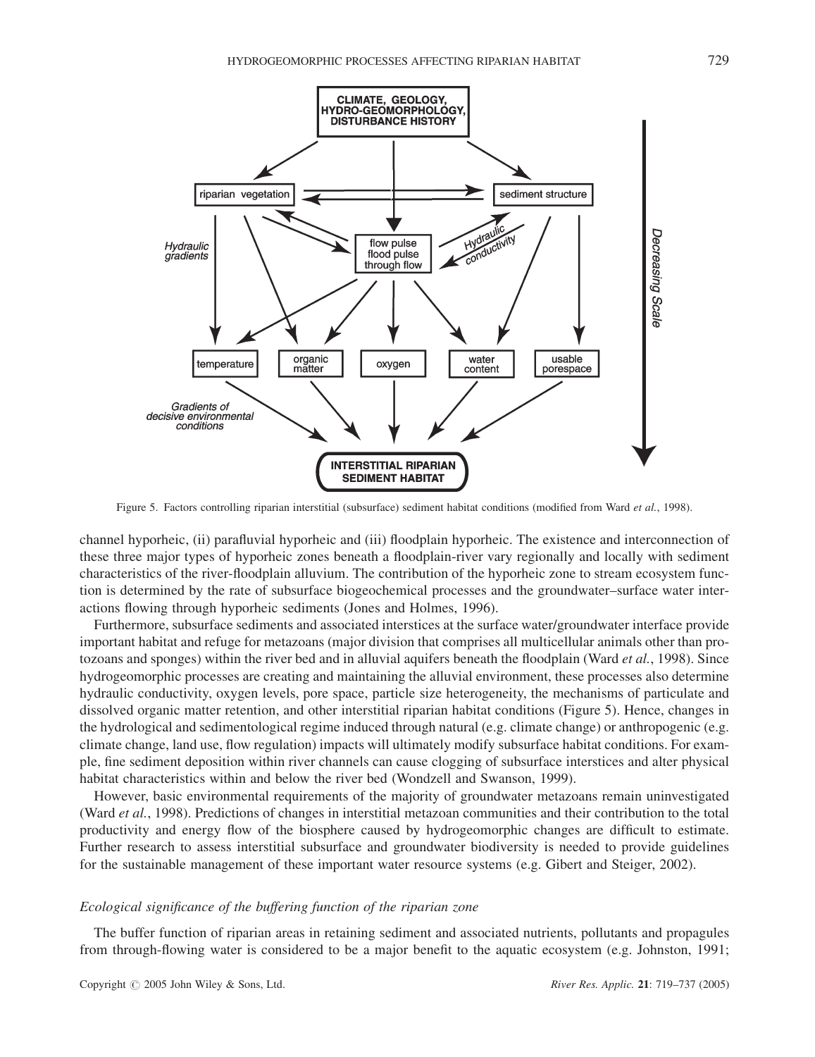CLIMATE, GEOLOGY, HYDRO-GEOMORPHOLOGY, DISTURBANCE HISTORY

riparian vegetation

sediment structure

flow pulse
flood pulse
through flow

Hydraulic gradients

Hydraulic conductivity

temperature

organic matter

oxygen

water content

usable porespace

Gradients of decisive environmental conditions

INTERSTITIAL RIPARIAN SEDIMENT HABITAT

Decreasing Scale

Figure 5. Factors controlling riparian interstitial (subsurface) sediment habitat conditions (modified from Ward *et al.*, 1998).

channel hyporheic, (ii) parafluvial hyporheic and (iii) floodplain hyporheic. The existence and interconnection of these three major types of hyporheic zones beneath a floodplain-river vary regionally and locally with sediment characteristics of the river-floodplain alluvium. The contribution of the hyporheic zone to stream ecosystem function is determined by the rate of subsurface biogeochemical processes and the groundwater–surface water interactions flowing through hyporheic sediments (Jones and Holmes, 1996).

Furthermore, subsurface sediments and associated interstices at the surface water/groundwater interface provide important habitat and refuge for metazoans (major division that comprises all multicellular animals other than protozoans and sponges) within the river bed and in alluvial aquifers beneath the floodplain (Ward *et al.*, 1998). Since hydrogeomorphic processes are creating and maintaining the alluvial environment, these processes also determine hydraulic conductivity, oxygen levels, pore space, particle size heterogeneity, the mechanisms of particulate and dissolved organic matter retention, and other interstitial riparian habitat conditions (Figure 5). Hence, changes in the hydrological and sedimentological regime induced through natural (e.g. climate change) or anthropogenic (e.g. climate change, land use, flow regulation) impacts will ultimately modify subsurface habitat conditions. For example, fine sediment deposition within river channels can cause clogging of subsurface interstices and alter physical habitat characteristics within and below the river bed (Wondzell and Swanson, 1999).

However, basic environmental requirements of the majority of groundwater metazoans remain uninvestigated (Ward *et al.*, 1998). Predictions of changes in interstitial metazoan communities and their contribution to the total productivity and energy flow of the biosphere caused by hydrogeomorphic changes are difficult to estimate. Further research to assess interstitial subsurface and groundwater biodiversity is needed to provide guidelines for the sustainable management of these important water resource systems (e.g. Gibert and Steiger, 2002).

### *Ecological significance of the buffering function of the riparian zone*

The buffer function of riparian areas in retaining sediment and associated nutrients, pollutants and propagules from through-flowing water is considered to be a major benefit to the aquatic ecosystem (e.g. Johnston, 1991;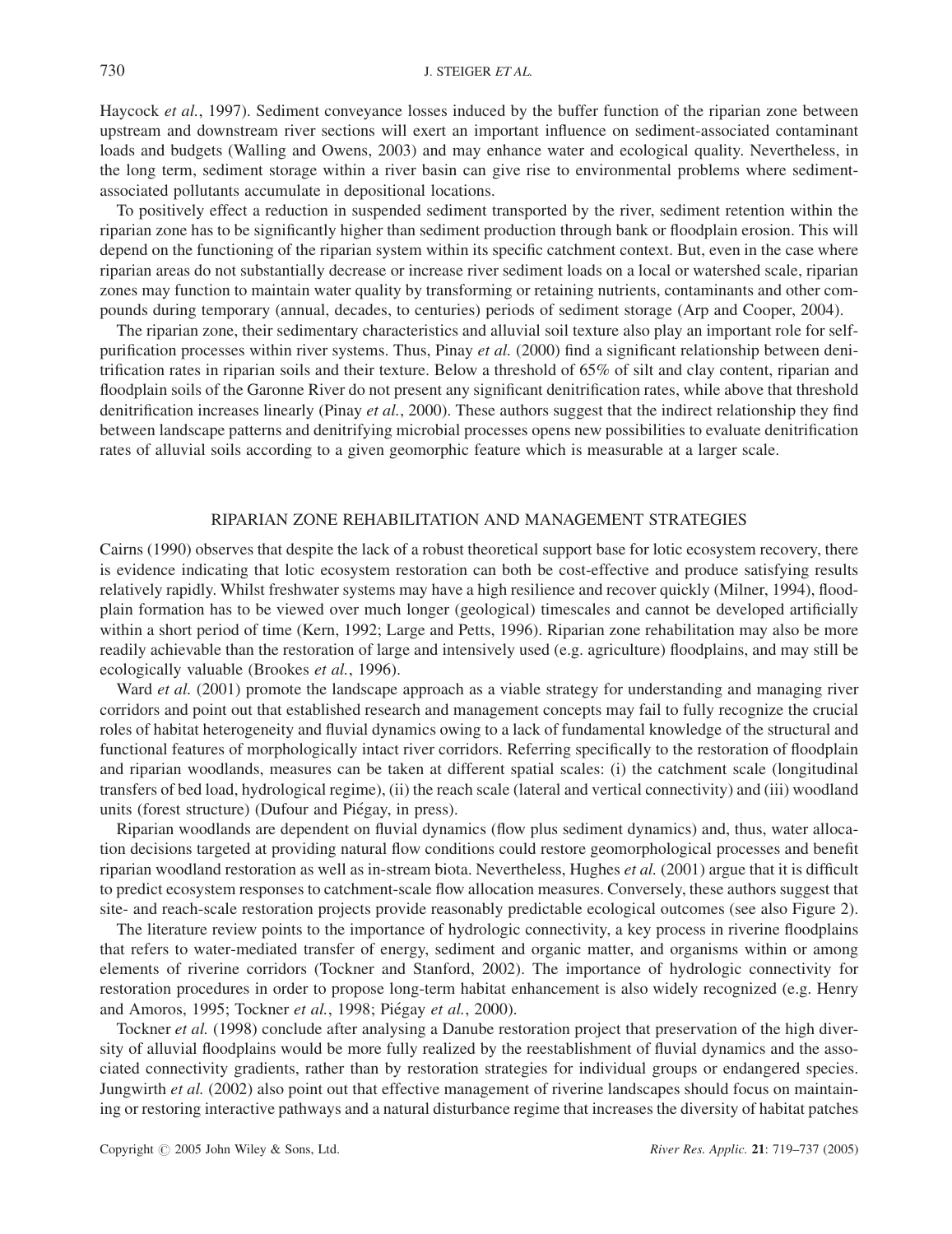Haycock *et al.*, 1997). Sediment conveyance losses induced by the buffer function of the riparian zone between upstream and downstream river sections will exert an important influence on sediment-associated contaminant loads and budgets (Walling and Owens, 2003) and may enhance water and ecological quality. Nevertheless, in the long term, sediment storage within a river basin can give rise to environmental problems where sediment-associated pollutants accumulate in depositional locations.

To positively effect a reduction in suspended sediment transported by the river, sediment retention within the riparian zone has to be significantly higher than sediment production through bank or floodplain erosion. This will depend on the functioning of the riparian system within its specific catchment context. But, even in the case where riparian areas do not substantially decrease or increase river sediment loads on a local or watershed scale, riparian zones may function to maintain water quality by transforming or retaining nutrients, contaminants and other compounds during temporary (annual, decades, to centuries) periods of sediment storage (Arp and Cooper, 2004).

The riparian zone, their sedimentary characteristics and alluvial soil texture also play an important role for self-purification processes within river systems. Thus, Pinay *et al.* (2000) find a significant relationship between denitrification rates in riparian soils and their texture. Below a threshold of 65% of silt and clay content, riparian and floodplain soils of the Garonne River do not present any significant denitrification rates, while above that threshold denitrification increases linearly (Pinay *et al.*, 2000). These authors suggest that the indirect relationship they find between landscape patterns and denitrifying microbial processes opens new possibilities to evaluate denitrification rates of alluvial soils according to a given geomorphic feature which is measurable at a larger scale.

## RIPARIAN ZONE REHABILITATION AND MANAGEMENT STRATEGIES

Cairns (1990) observes that despite the lack of a robust theoretical support base for lotic ecosystem recovery, there is evidence indicating that lotic ecosystem restoration can both be cost-effective and produce satisfying results relatively rapidly. Whilst freshwater systems may have a high resilience and recover quickly (Milner, 1994), floodplain formation has to be viewed over much longer (geological) timescales and cannot be developed artificially within a short period of time (Kern, 1992; Large and Petts, 1996). Riparian zone rehabilitation may also be more readily achievable than the restoration of large and intensively used (e.g. agriculture) floodplains, and may still be ecologically valuable (Brookes *et al.*, 1996).

Ward *et al.* (2001) promote the landscape approach as a viable strategy for understanding and managing river corridors and point out that established research and management concepts may fail to fully recognize the crucial roles of habitat heterogeneity and fluvial dynamics owing to a lack of fundamental knowledge of the structural and functional features of morphologically intact river corridors. Referring specifically to the restoration of floodplain and riparian woodlands, measures can be taken at different spatial scales: (i) the catchment scale (longitudinal transfers of bed load, hydrological regime), (ii) the reach scale (lateral and vertical connectivity) and (iii) woodland units (forest structure) (Dufour and Piégay, in press).

Riparian woodlands are dependent on fluvial dynamics (flow plus sediment dynamics) and, thus, water allocation decisions targeted at providing natural flow conditions could restore geomorphological processes and benefit riparian woodland restoration as well as in-stream biota. Nevertheless, Hughes *et al.* (2001) argue that it is difficult to predict ecosystem responses to catchment-scale flow allocation measures. Conversely, these authors suggest that site- and reach-scale restoration projects provide reasonably predictable ecological outcomes (see also Figure 2).

The literature review points to the importance of hydrologic connectivity, a key process in riverine floodplains that refers to water-mediated transfer of energy, sediment and organic matter, and organisms within or among elements of riverine corridors (Tockner and Stanford, 2002). The importance of hydrologic connectivity for restoration procedures in order to propose long-term habitat enhancement is also widely recognized (e.g. Henry and Amoros, 1995; Tockner *et al.*, 1998; Piégay *et al.*, 2000).

Tockner *et al.* (1998) conclude after analysing a Danube restoration project that preservation of the high diversity of alluvial floodplains would be more fully realized by the reestablishment of fluvial dynamics and the associated connectivity gradients, rather than by restoration strategies for individual groups or endangered species. Jungwirth *et al.* (2002) also point out that effective management of riverine landscapes should focus on maintaining or restoring interactive pathways and a natural disturbance regime that increases the diversity of habitat patches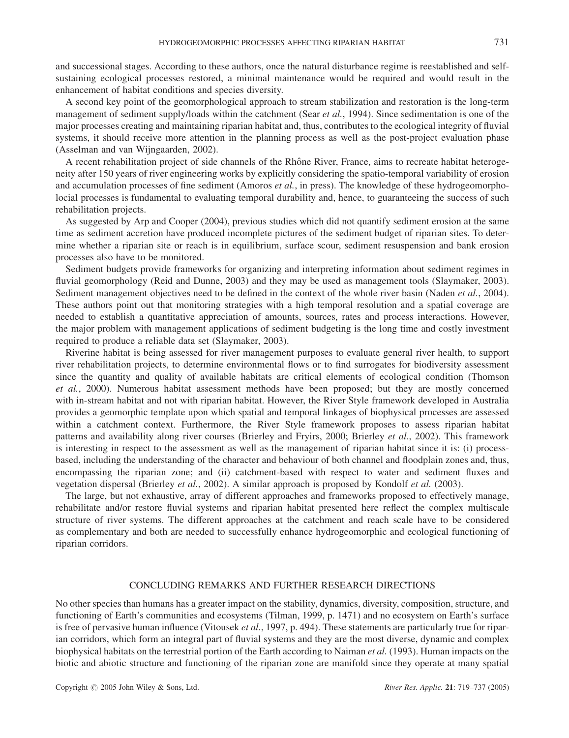and successional stages. According to these authors, once the natural disturbance regime is reestablished and self-sustaining ecological processes restored, a minimal maintenance would be required and would result in the enhancement of habitat conditions and species diversity.

A second key point of the geomorphological approach to stream stabilization and restoration is the long-term management of sediment supply/loads within the catchment (Sear *et al.*, 1994). Since sedimentation is one of the major processes creating and maintaining riparian habitat and, thus, contributes to the ecological integrity of fluvial systems, it should receive more attention in the planning process as well as the post-project evaluation phase (Asselman and van Wijngaarden, 2002).

A recent rehabilitation project of side channels of the Rhône River, France, aims to recreate habitat heterogeneity after 150 years of river engineering works by explicitly considering the spatio-temporal variability of erosion and accumulation processes of fine sediment (Amoros *et al.*, in press). The knowledge of these hydrogeomorpholocial processes is fundamental to evaluating temporal durability and, hence, to guaranteeing the success of such rehabilitation projects.

As suggested by Arp and Cooper (2004), previous studies which did not quantify sediment erosion at the same time as sediment accretion have produced incomplete pictures of the sediment budget of riparian sites. To determine whether a riparian site or reach is in equilibrium, surface scour, sediment resuspension and bank erosion processes also have to be monitored.

Sediment budgets provide frameworks for organizing and interpreting information about sediment regimes in fluvial geomorphology (Reid and Dunne, 2003) and they may be used as management tools (Slaymaker, 2003). Sediment management objectives need to be defined in the context of the whole river basin (Naden *et al.*, 2004). These authors point out that monitoring strategies with a high temporal resolution and a spatial coverage are needed to establish a quantitative appreciation of amounts, sources, rates and process interactions. However, the major problem with management applications of sediment budgeting is the long time and costly investment required to produce a reliable data set (Slaymaker, 2003).

Riverine habitat is being assessed for river management purposes to evaluate general river health, to support river rehabilitation projects, to determine environmental flows or to find surrogates for biodiversity assessment since the quantity and quality of available habitats are critical elements of ecological condition (Thomson *et al.*, 2000). Numerous habitat assessment methods have been proposed; but they are mostly concerned with in-stream habitat and not with riparian habitat. However, the River Style framework developed in Australia provides a geomorphic template upon which spatial and temporal linkages of biophysical processes are assessed within a catchment context. Furthermore, the River Style framework proposes to assess riparian habitat patterns and availability along river courses (Brierley and Fryirs, 2000; Brierley *et al.*, 2002). This framework is interesting in respect to the assessment as well as the management of riparian habitat since it is: (i) process-based, including the understanding of the character and behaviour of both channel and floodplain zones and, thus, encompassing the riparian zone; and (ii) catchment-based with respect to water and sediment fluxes and vegetation dispersal (Brierley *et al.*, 2002). A similar approach is proposed by Kondolf *et al.* (2003).

The large, but not exhaustive, array of different approaches and frameworks proposed to effectively manage, rehabilitate and/or restore fluvial systems and riparian habitat presented here reflect the complex multiscale structure of river systems. The different approaches at the catchment and reach scale have to be considered as complementary and both are needed to successfully enhance hydrogeomorphic and ecological functioning of riparian corridors.

## CONCLUDING REMARKS AND FURTHER RESEARCH DIRECTIONS

No other species than humans has a greater impact on the stability, dynamics, diversity, composition, structure, and functioning of Earth's communities and ecosystems (Tilman, 1999, p. 1471) and no ecosystem on Earth's surface is free of pervasive human influence (Vitousek *et al.*, 1997, p. 494). These statements are particularly true for riparian corridors, which form an integral part of fluvial systems and they are the most diverse, dynamic and complex biophysical habitats on the terrestrial portion of the Earth according to Naiman *et al.* (1993). Human impacts on the biotic and abiotic structure and functioning of the riparian zone are manifold since they operate at many spatial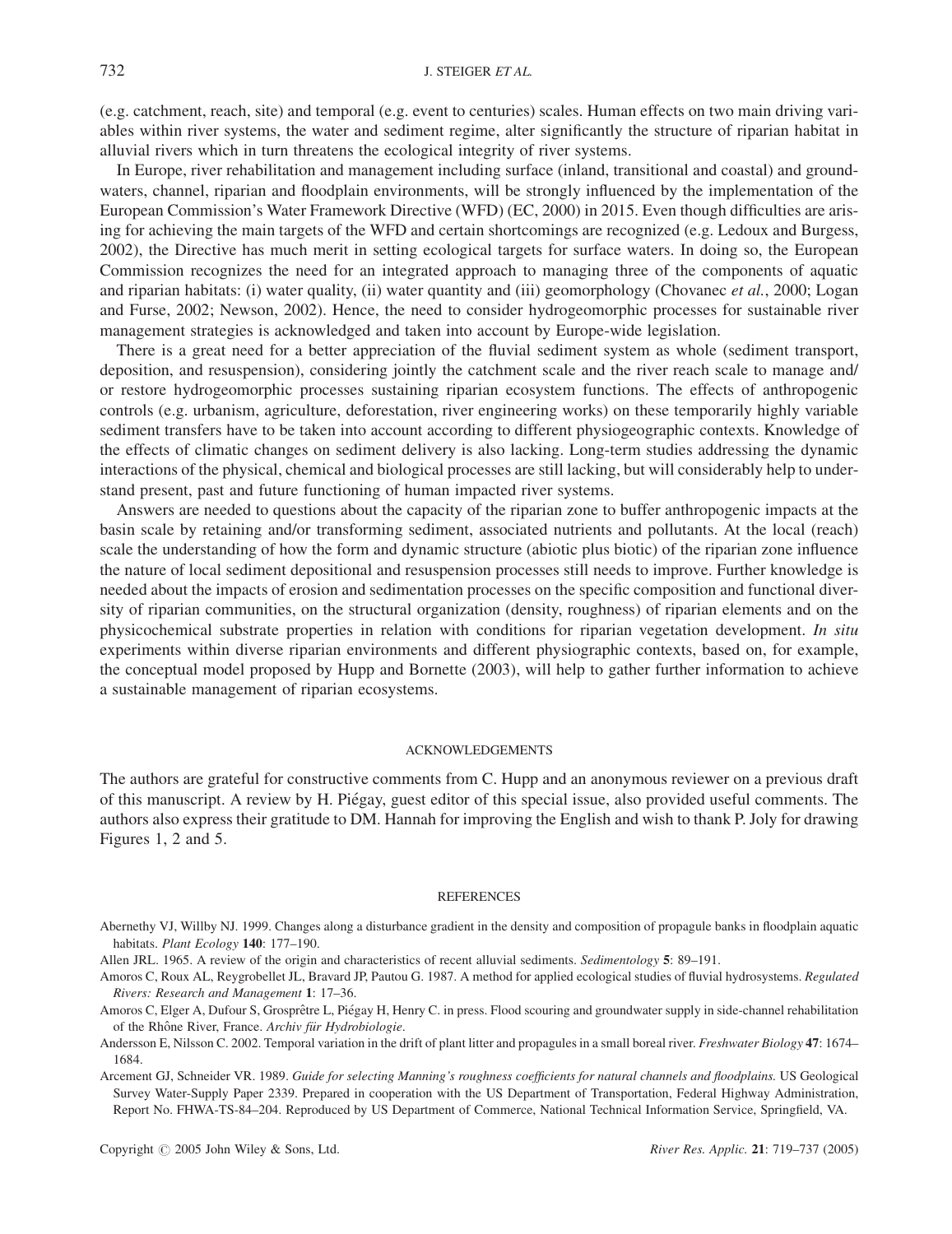(e.g. catchment, reach, site) and temporal (e.g. event to centuries) scales. Human effects on two main driving variables within river systems, the water and sediment regime, alter significantly the structure of riparian habitat in alluvial rivers which in turn threatens the ecological integrity of river systems.

In Europe, river rehabilitation and management including surface (inland, transitional and coastal) and groundwaters, channel, riparian and floodplain environments, will be strongly influenced by the implementation of the European Commission's Water Framework Directive (WFD) (EC, 2000) in 2015. Even though difficulties are arising for achieving the main targets of the WFD and certain shortcomings are recognized (e.g. Ledoux and Burgess, 2002), the Directive has much merit in setting ecological targets for surface waters. In doing so, the European Commission recognizes the need for an integrated approach to managing three of the components of aquatic and riparian habitats: (i) water quality, (ii) water quantity and (iii) geomorphology (Chovanec *et al.*, 2000; Logan and Furse, 2002; Newson, 2002). Hence, the need to consider hydrogeomorphic processes for sustainable river management strategies is acknowledged and taken into account by Europe-wide legislation.

There is a great need for a better appreciation of the fluvial sediment system as whole (sediment transport, deposition, and resuspension), considering jointly the catchment scale and the river reach scale to manage and/or restore hydrogeomorphic processes sustaining riparian ecosystem functions. The effects of anthropogenic controls (e.g. urbanism, agriculture, deforestation, river engineering works) on these temporarily highly variable sediment transfers have to be taken into account according to different physiogeographic contexts. Knowledge of the effects of climatic changes on sediment delivery is also lacking. Long-term studies addressing the dynamic interactions of the physical, chemical and biological processes are still lacking, but will considerably help to understand present, past and future functioning of human impacted river systems.

Answers are needed to questions about the capacity of the riparian zone to buffer anthropogenic impacts at the basin scale by retaining and/or transforming sediment, associated nutrients and pollutants. At the local (reach) scale the understanding of how the form and dynamic structure (abiotic plus biotic) of the riparian zone influence the nature of local sediment depositional and resuspension processes still needs to improve. Further knowledge is needed about the impacts of erosion and sedimentation processes on the specific composition and functional diversity of riparian communities, on the structural organization (density, roughness) of riparian elements and on the physicochemical substrate properties in relation with conditions for riparian vegetation development. *In situ* experiments within diverse riparian environments and different physiographic contexts, based on, for example, the conceptual model proposed by Hupp and Bornette (2003), will help to gather further information to achieve a sustainable management of riparian ecosystems.

## ACKNOWLEDGEMENTS

The authors are grateful for constructive comments from C. Hupp and an anonymous reviewer on a previous draft of this manuscript. A review by H. Piégay, guest editor of this special issue, also provided useful comments. The authors also express their gratitude to DM. Hannah for improving the English and wish to thank P. Joly for drawing Figures 1, 2 and 5.

## REFERENCES

Abernethy VJ, Willby NJ. 1999. Changes along a disturbance gradient in the density and composition of propagule banks in floodplain aquatic habitats. *Plant Ecology* **140**: 177–190.

Allen JRL. 1965. A review of the origin and characteristics of recent alluvial sediments. *Sedimentology* **5**: 89–191.

Amoros C, Roux AL, Reygrobellet JL, Bravard JP, Pautou G. 1987. A method for applied ecological studies of fluvial hydrosystems. *Regulated Rivers: Research and Management* **1**: 17–36.

Amoros C, Elger A, Dufour S, Grosprêtre L, Piégay H, Henry C. in press. Flood scouring and groundwater supply in side-channel rehabilitation of the Rhône River, France. *Archiv für Hydrobiologie*.

Andersson E, Nilsson C. 2002. Temporal variation in the drift of plant litter and propagules in a small boreal river. *Freshwater Biology* **47**: 1674–1684.

Arcement GJ, Schneider VR. 1989. *Guide for selecting Manning's roughness coefficients for natural channels and floodplains.* US Geological Survey Water-Supply Paper 2339. Prepared in cooperation with the US Department of Transportation, Federal Highway Administration, Report No. FHWA-TS-84–204. Reproduced by US Department of Commerce, National Technical Information Service, Springfield, VA.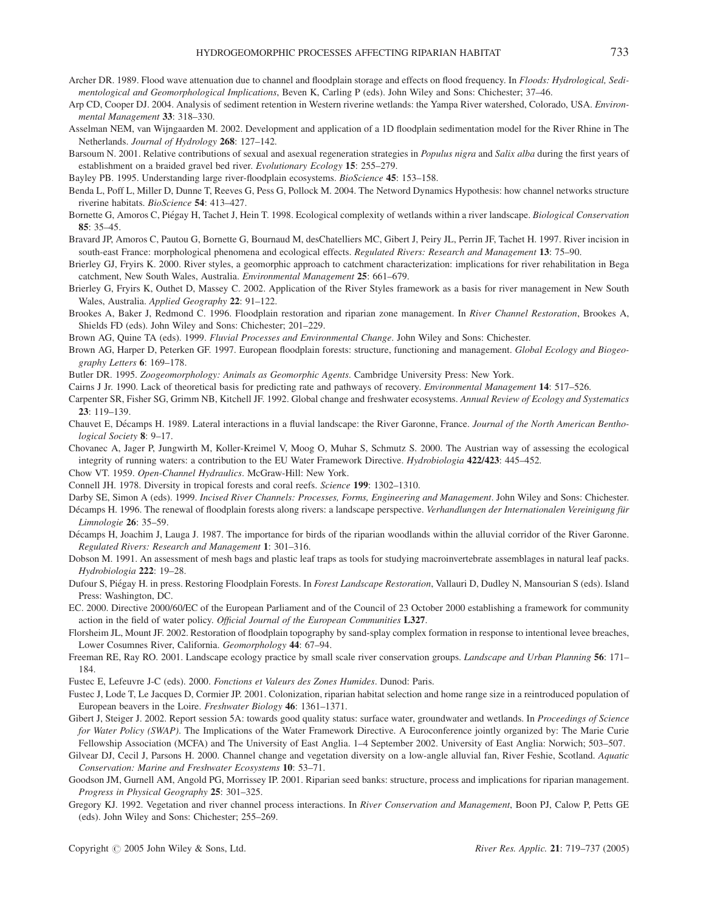Archer DR. 1989. Flood wave attenuation due to channel and floodplain storage and effects on flood frequency. In *Floods: Hydrological, Sedimentological and Geomorphological Implications*, Beven K, Carling P (eds). John Wiley and Sons: Chichester; 37–46.

Arp CD, Cooper DJ. 2004. Analysis of sediment retention in Western riverine wetlands: the Yampa River watershed, Colorado, USA. *Environmental Management* **33**: 318–330.

Asselman NEM, van Wijngaarden M. 2002. Development and application of a 1D floodplain sedimentation model for the River Rhine in The Netherlands. *Journal of Hydrology* **268**: 127–142.

Barsoum N. 2001. Relative contributions of sexual and asexual regeneration strategies in *Populus nigra* and *Salix alba* during the first years of establishment on a braided gravel bed river. *Evolutionary Ecology* **15**: 255–279.

Bayley PB. 1995. Understanding large river-floodplain ecosystems. *BioScience* **45**: 153–158.

Benda L, Poff L, Miller D, Dunne T, Reeves G, Pess G, Pollock M. 2004. The Netword Dynamics Hypothesis: how channel networks structure riverine habitats. *BioScience* **54**: 413–427.

Bornette G, Amoros C, Piégay H, Tachet J, Hein T. 1998. Ecological complexity of wetlands within a river landscape. *Biological Conservation* **85**: 35–45.

Bravard JP, Amoros C, Pautou G, Bornette G, Bournaud M, desChatelliers MC, Gibert J, Peiry JL, Perrin JF, Tachet H. 1997. River incision in south-east France: morphological phenomena and ecological effects. *Regulated Rivers: Research and Management* **13**: 75–90.

Brierley GJ, Fryirs K. 2000. River styles, a geomorphic approach to catchment characterization: implications for river rehabilitation in Bega catchment, New South Wales, Australia. *Environmental Management* **25**: 661–679.

Brierley G, Fryirs K, Outhet D, Massey C. 2002. Application of the River Styles framework as a basis for river management in New South Wales, Australia. *Applied Geography* **22**: 91–122.

Brookes A, Baker J, Redmond C. 1996. Floodplain restoration and riparian zone management. In *River Channel Restoration*, Brookes A, Shields FD (eds). John Wiley and Sons: Chichester; 201–229.

Brown AG, Quine TA (eds). 1999. *Fluvial Processes and Environmental Change*. John Wiley and Sons: Chichester.

Brown AG, Harper D, Peterken GF. 1997. European floodplain forests: structure, functioning and management. *Global Ecology and Biogeography Letters* **6**: 169–178.

Butler DR. 1995. *Zoogeomorphology: Animals as Geomorphic Agents*. Cambridge University Press: New York.

Cairns J Jr. 1990. Lack of theoretical basis for predicting rate and pathways of recovery. *Environmental Management* **14**: 517–526.

Carpenter SR, Fisher SG, Grimm NB, Kitchell JF. 1992. Global change and freshwater ecosystems. *Annual Review of Ecology and Systematics* **23**: 119–139.

Chauvet E, Décamps H. 1989. Lateral interactions in a fluvial landscape: the River Garonne, France. *Journal of the North American Benthological Society* **8**: 9–17.

Chovanec A, Jager P, Jungwirth M, Koller-Kreimel V, Moog O, Muhar S, Schmutz S. 2000. The Austrian way of assessing the ecological integrity of running waters: a contribution to the EU Water Framework Directive. *Hydrobiologia* **422/423**: 445–452.

Chow VT. 1959. *Open-Channel Hydraulics*. McGraw-Hill: New York.

Connell JH. 1978. Diversity in tropical forests and coral reefs. *Science* **199**: 1302–1310.

Darby SE, Simon A (eds). 1999. *Incised River Channels: Processes, Forms, Engineering and Management*. John Wiley and Sons: Chichester.

Décamps H. 1996. The renewal of floodplain forests along rivers: a landscape perspective. *Verhandlungen der Internationalen Vereinigung für Limnologie* **26**: 35–59.

Décamps H, Joachim J, Lauga J. 1987. The importance for birds of the riparian woodlands within the alluvial corridor of the River Garonne. *Regulated Rivers: Research and Management* **1**: 301–316.

Dobson M. 1991. An assessment of mesh bags and plastic leaf traps as tools for studying macroinvertebrate assemblages in natural leaf packs. *Hydrobiologia* **222**: 19–28.

Dufour S, Piégay H. in press. Restoring Floodplain Forests. In *Forest Landscape Restoration*, Vallauri D, Dudley N, Mansourian S (eds). Island Press: Washington, DC.

EC. 2000. Directive 2000/60/EC of the European Parliament and of the Council of 23 October 2000 establishing a framework for community action in the field of water policy. *Official Journal of the European Communities* **L327**.

Florsheim JL, Mount JF. 2002. Restoration of floodplain topography by sand-splay complex formation in response to intentional levee breaches, Lower Cosumnes River, California. *Geomorphology* **44**: 67–94.

Freeman RE, Ray RO. 2001. Landscape ecology practice by small scale river conservation groups. *Landscape and Urban Planning* **56**: 171–184.

Fustec E, Lefeuvre J-C (eds). 2000. *Fonctions et Valeurs des Zones Humides*. Dunod: Paris.

Fustec J, Lode T, Le Jacques D, Cormier JP. 2001. Colonization, riparian habitat selection and home range size in a reintroduced population of European beavers in the Loire. *Freshwater Biology* **46**: 1361–1371.

Gibert J, Steiger J. 2002. Report session 5A: towards good quality status: surface water, groundwater and wetlands. In *Proceedings of Science for Water Policy (SWAP)*. The Implications of the Water Framework Directive. A Euroconference jointly organized by: The Marie Curie Fellowship Association (MCFA) and The University of East Anglia. 1–4 September 2002. University of East Anglia: Norwich; 503–507.

Gilvear DJ, Cecil J, Parsons H. 2000. Channel change and vegetation diversity on a low-angle alluvial fan, River Feshie, Scotland. *Aquatic Conservation: Marine and Freshwater Ecosystems* **10**: 53–71.

Goodson JM, Gurnell AM, Angold PG, Morrissey IP. 2001. Riparian seed banks: structure, process and implications for riparian management. *Progress in Physical Geography* **25**: 301–325.

Gregory KJ. 1992. Vegetation and river channel process interactions. In *River Conservation and Management*, Boon PJ, Calow P, Petts GE (eds). John Wiley and Sons: Chichester; 255–269.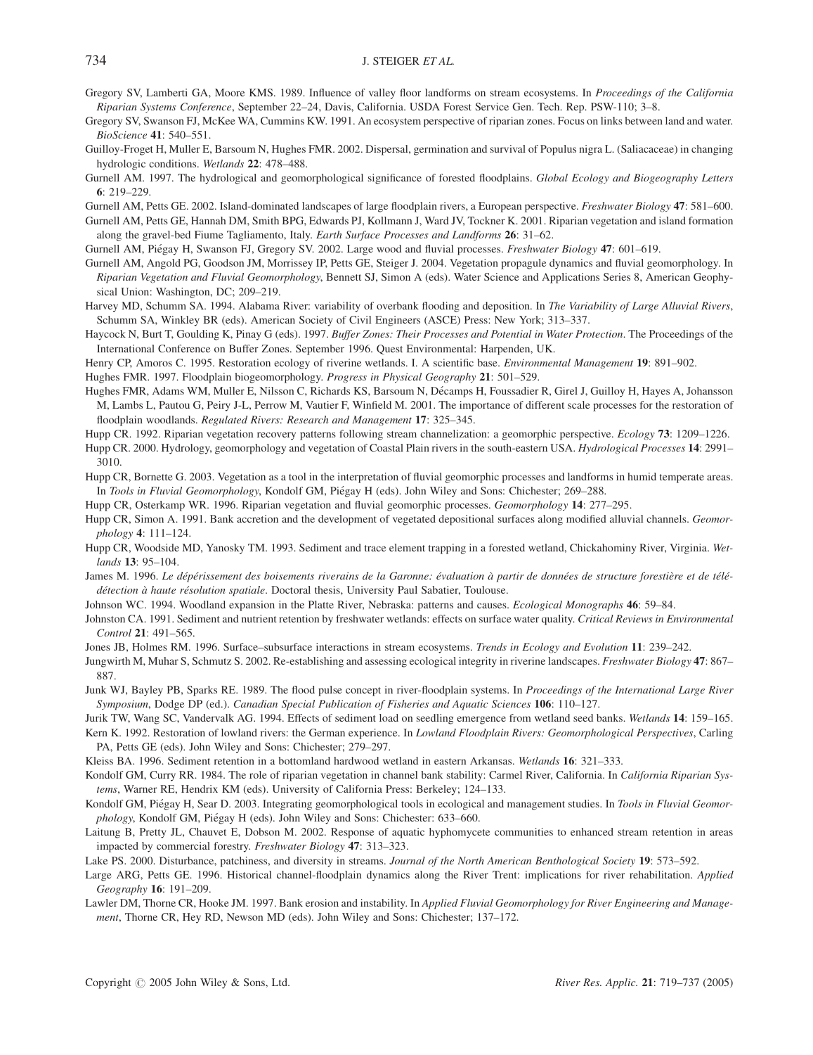Gregory SV, Lamberti GA, Moore KMS. 1989. Influence of valley floor landforms on stream ecosystems. In *Proceedings of the California Riparian Systems Conference*, September 22–24, Davis, California. USDA Forest Service Gen. Tech. Rep. PSW-110; 3–8.

Gregory SV, Swanson FJ, McKee WA, Cummins KW. 1991. An ecosystem perspective of riparian zones. Focus on links between land and water. *BioScience* **41**: 540–551.

Guilloy-Froget H, Muller E, Barsoum N, Hughes FMR. 2002. Dispersal, germination and survival of Populus nigra L. (Saliacaceae) in changing hydrologic conditions. *Wetlands* **22**: 478–488.

Gurnell AM. 1997. The hydrological and geomorphological significance of forested floodplains. *Global Ecology and Biogeography Letters* **6**: 219–229.

Gurnell AM, Petts GE. 2002. Island-dominated landscapes of large floodplain rivers, a European perspective. *Freshwater Biology* **47**: 581–600.

Gurnell AM, Petts GE, Hannah DM, Smith BPG, Edwards PJ, Kollmann J, Ward JV, Tockner K. 2001. Riparian vegetation and island formation along the gravel-bed Fiume Tagliamento, Italy. *Earth Surface Processes and Landforms* **26**: 31–62.

Gurnell AM, Piégay H, Swanson FJ, Gregory SV. 2002. Large wood and fluvial processes. *Freshwater Biology* **47**: 601–619.

Gurnell AM, Angold PG, Goodson JM, Morrissey IP, Petts GE, Steiger J. 2004. Vegetation propagule dynamics and fluvial geomorphology. In *Riparian Vegetation and Fluvial Geomorphology*, Bennett SJ, Simon A (eds). Water Science and Applications Series 8, American Geophysical Union: Washington, DC; 209–219.

Harvey MD, Schumm SA. 1994. Alabama River: variability of overbank flooding and deposition. In *The Variability of Large Alluvial Rivers*, Schumm SA, Winkley BR (eds). American Society of Civil Engineers (ASCE) Press: New York; 313–337.

Haycock N, Burt T, Goulding K, Pinay G (eds). 1997. *Buffer Zones: Their Processes and Potential in Water Protection*. The Proceedings of the International Conference on Buffer Zones. September 1996. Quest Environmental: Harpenden, UK.

Henry CP, Amoros C. 1995. Restoration ecology of riverine wetlands. I. A scientific base. *Environmental Management* **19**: 891–902.

Hughes FMR. 1997. Floodplain biogeomorphology. *Progress in Physical Geography* **21**: 501–529.

Hughes FMR, Adams WM, Muller E, Nilsson C, Richards KS, Barsoum N, Décamps H, Foussadier R, Girel J, Guilloy H, Hayes A, Johansson M, Lambs L, Pautou G, Peiry J-L, Perrow M, Vautier F, Winfield M. 2001. The importance of different scale processes for the restoration of floodplain woodlands. *Regulated Rivers: Research and Management* **17**: 325–345.

Hupp CR. 1992. Riparian vegetation recovery patterns following stream channelization: a geomorphic perspective. *Ecology* **73**: 1209–1226.

Hupp CR. 2000. Hydrology, geomorphology and vegetation of Coastal Plain rivers in the south-eastern USA. *Hydrological Processes* **14**: 2991–3010.

Hupp CR, Bornette G. 2003. Vegetation as a tool in the interpretation of fluvial geomorphic processes and landforms in humid temperate areas. In *Tools in Fluvial Geomorphology*, Kondolf GM, Piégay H (eds). John Wiley and Sons: Chichester; 269–288.

Hupp CR, Osterkamp WR. 1996. Riparian vegetation and fluvial geomorphic processes. *Geomorphology* **14**: 277–295.

Hupp CR, Simon A. 1991. Bank accretion and the development of vegetated depositional surfaces along modified alluvial channels. *Geomorphology* **4**: 111–124.

Hupp CR, Woodside MD, Yanosky TM. 1993. Sediment and trace element trapping in a forested wetland, Chickahominy River, Virginia. *Wetlands* **13**: 95–104.

James M. 1996. *Le dépérissement des boisements riverains de la Garonne: évaluation à partir de données de structure forestière et de télédétection à haute résolution spatiale*. Doctoral thesis, University Paul Sabatier, Toulouse.

Johnson WC. 1994. Woodland expansion in the Platte River, Nebraska: patterns and causes. *Ecological Monographs* **46**: 59–84.

Johnston CA. 1991. Sediment and nutrient retention by freshwater wetlands: effects on surface water quality. *Critical Reviews in Environmental Control* **21**: 491–565.

Jones JB, Holmes RM. 1996. Surface–subsurface interactions in stream ecosystems. *Trends in Ecology and Evolution* **11**: 239–242.

Jungwirth M, Muhar S, Schmutz S. 2002. Re-establishing and assessing ecological integrity in riverine landscapes. *Freshwater Biology* **47**: 867–887.

Junk WJ, Bayley PB, Sparks RE. 1989. The flood pulse concept in river-floodplain systems. In *Proceedings of the International Large River Symposium*, Dodge DP (ed.). *Canadian Special Publication of Fisheries and Aquatic Sciences* **106**: 110–127.

Jurik TW, Wang SC, Vandervalk AG. 1994. Effects of sediment load on seedling emergence from wetland seed banks. *Wetlands* **14**: 159–165.

Kern K. 1992. Restoration of lowland rivers: the German experience. In *Lowland Floodplain Rivers: Geomorphological Perspectives*, Carling PA, Petts GE (eds). John Wiley and Sons: Chichester; 279–297.

Kleiss BA. 1996. Sediment retention in a bottomland hardwood wetland in eastern Arkansas. *Wetlands* **16**: 321–333.

Kondolf GM, Curry RR. 1984. The role of riparian vegetation in channel bank stability: Carmel River, California. In *California Riparian Systems*, Warner RE, Hendrix KM (eds). University of California Press: Berkeley; 124–133.

Kondolf GM, Piégay H, Sear D. 2003. Integrating geomorphological tools in ecological and management studies. In *Tools in Fluvial Geomorphology*, Kondolf GM, Piégay H (eds). John Wiley and Sons: Chichester: 633–660.

Laitung B, Pretty JL, Chauvet E, Dobson M. 2002. Response of aquatic hyphomycete communities to enhanced stream retention in areas impacted by commercial forestry. *Freshwater Biology* **47**: 313–323.

Lake PS. 2000. Disturbance, patchiness, and diversity in streams. *Journal of the North American Benthological Society* **19**: 573–592.

Large ARG, Petts GE. 1996. Historical channel-floodplain dynamics along the River Trent: implications for river rehabilitation. *Applied Geography* **16**: 191–209.

Lawler DM, Thorne CR, Hooke JM. 1997. Bank erosion and instability. In *Applied Fluvial Geomorphology for River Engineering and Management*, Thorne CR, Hey RD, Newson MD (eds). John Wiley and Sons: Chichester; 137–172.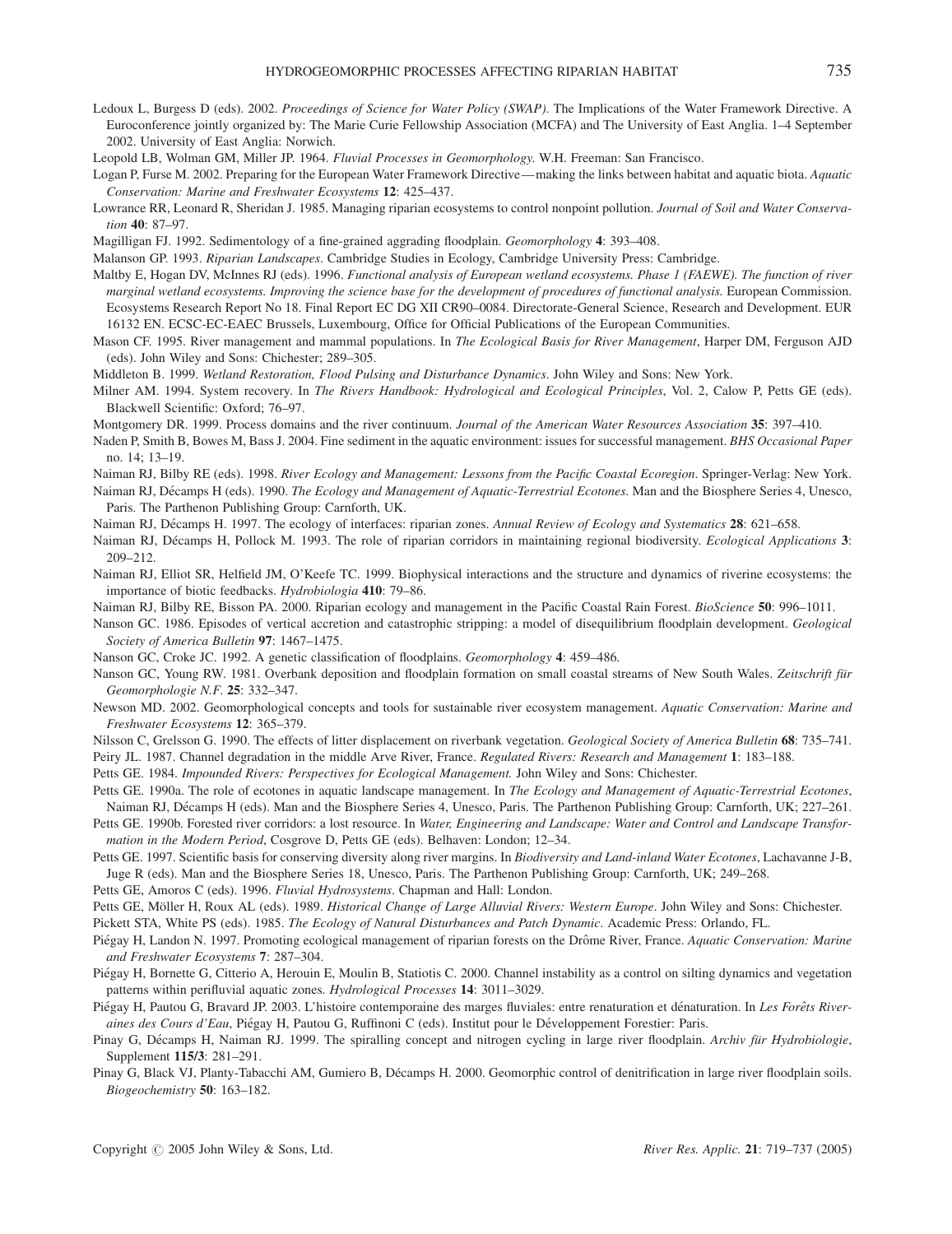Ledoux L, Burgess D (eds). 2002. *Proceedings of Science for Water Policy (SWAP)*. The Implications of the Water Framework Directive. A Euroconference jointly organized by: The Marie Curie Fellowship Association (MCFA) and The University of East Anglia. 1–4 September 2002. University of East Anglia: Norwich.

Leopold LB, Wolman GM, Miller JP. 1964. *Fluvial Processes in Geomorphology*. W.H. Freeman: San Francisco.

Logan P, Furse M. 2002. Preparing for the European Water Framework Directive—making the links between habitat and aquatic biota. *Aquatic Conservation: Marine and Freshwater Ecosystems* **12**: 425–437.

Lowrance RR, Leonard R, Sheridan J. 1985. Managing riparian ecosystems to control nonpoint pollution. *Journal of Soil and Water Conservation* **40**: 87–97.

Magilligan FJ. 1992. Sedimentology of a fine-grained aggrading floodplain. *Geomorphology* **4**: 393–408.

Malanson GP. 1993. *Riparian Landscapes*. Cambridge Studies in Ecology, Cambridge University Press: Cambridge.

Maltby E, Hogan DV, McInnes RJ (eds). 1996. *Functional analysis of European wetland ecosystems. Phase 1 (FAEWE). The function of river marginal wetland ecosystems. Improving the science base for the development of procedures of functional analysis.* European Commission. Ecosystems Research Report No 18. Final Report EC DG XII CR90–0084. Directorate-General Science, Research and Development. EUR 16132 EN. ECSC-EC-EAEC Brussels, Luxembourg, Office for Official Publications of the European Communities.

Mason CF. 1995. River management and mammal populations. In *The Ecological Basis for River Management*, Harper DM, Ferguson AJD (eds). John Wiley and Sons: Chichester; 289–305.

Middleton B. 1999. *Wetland Restoration, Flood Pulsing and Disturbance Dynamics*. John Wiley and Sons: New York.

Milner AM. 1994. System recovery. In *The Rivers Handbook: Hydrological and Ecological Principles*, Vol. 2, Calow P, Petts GE (eds). Blackwell Scientific: Oxford; 76–97.

Montgomery DR. 1999. Process domains and the river continuum. *Journal of the American Water Resources Association* **35**: 397–410.

Naden P, Smith B, Bowes M, Bass J. 2004. Fine sediment in the aquatic environment: issues for successful management. *BHS Occasional Paper* no. 14; 13–19.

Naiman RJ, Bilby RE (eds). 1998. *River Ecology and Management: Lessons from the Pacific Coastal Ecoregion*. Springer-Verlag: New York.

Naiman RJ, Décamps H (eds). 1990. *The Ecology and Management of Aquatic-Terrestrial Ecotones*. Man and the Biosphere Series 4, Unesco, Paris. The Parthenon Publishing Group: Carnforth, UK.

Naiman RJ, Décamps H. 1997. The ecology of interfaces: riparian zones. *Annual Review of Ecology and Systematics* **28**: 621–658.

Naiman RJ, Décamps H, Pollock M. 1993. The role of riparian corridors in maintaining regional biodiversity. *Ecological Applications* **3**: 209–212.

Naiman RJ, Elliot SR, Helfield JM, O'Keefe TC. 1999. Biophysical interactions and the structure and dynamics of riverine ecosystems: the importance of biotic feedbacks. *Hydrobiologia* **410**: 79–86.

Naiman RJ, Bilby RE, Bisson PA. 2000. Riparian ecology and management in the Pacific Coastal Rain Forest. *BioScience* **50**: 996–1011.

Nanson GC. 1986. Episodes of vertical accretion and catastrophic stripping: a model of disequilibrium floodplain development. *Geological Society of America Bulletin* **97**: 1467–1475.

Nanson GC, Croke JC. 1992. A genetic classification of floodplains. *Geomorphology* **4**: 459–486.

Nanson GC, Young RW. 1981. Overbank deposition and floodplain formation on small coastal streams of New South Wales. *Zeitschrift für Geomorphologie N.F.* **25**: 332–347.

Newson MD. 2002. Geomorphological concepts and tools for sustainable river ecosystem management. *Aquatic Conservation: Marine and Freshwater Ecosystems* **12**: 365–379.

Nilsson C, Grelsson G. 1990. The effects of litter displacement on riverbank vegetation. *Geological Society of America Bulletin* **68**: 735–741.

Peiry JL. 1987. Channel degradation in the middle Arve River, France. *Regulated Rivers: Research and Management* **1**: 183–188.

Petts GE. 1984. *Impounded Rivers: Perspectives for Ecological Management.* John Wiley and Sons: Chichester.

Petts GE. 1990a. The role of ecotones in aquatic landscape management. In *The Ecology and Management of Aquatic-Terrestrial Ecotones*, Naiman RJ, Décamps H (eds). Man and the Biosphere Series 4, Unesco, Paris. The Parthenon Publishing Group: Carnforth, UK; 227–261.

Petts GE. 1990b. Forested river corridors: a lost resource. In *Water, Engineering and Landscape: Water and Control and Landscape Transformation in the Modern Period*, Cosgrove D, Petts GE (eds). Belhaven: London; 12–34.

Petts GE. 1997. Scientific basis for conserving diversity along river margins. In *Biodiversity and Land-inland Water Ecotones*, Lachavanne J-B, Juge R (eds). Man and the Biosphere Series 18, Unesco, Paris. The Parthenon Publishing Group: Carnforth, UK; 249–268.

Petts GE, Amoros C (eds). 1996. *Fluvial Hydrosystems*. Chapman and Hall: London.

Petts GE, Möller H, Roux AL (eds). 1989. *Historical Change of Large Alluvial Rivers: Western Europe*. John Wiley and Sons: Chichester.

Pickett STA, White PS (eds). 1985. *The Ecology of Natural Disturbances and Patch Dynamic*. Academic Press: Orlando, FL.

Piégay H, Landon N. 1997. Promoting ecological management of riparian forests on the Drôme River, France. *Aquatic Conservation: Marine and Freshwater Ecosystems* **7**: 287–304.

Piégay H, Bornette G, Citterio A, Herouin E, Moulin B, Statiotis C. 2000. Channel instability as a control on silting dynamics and vegetation patterns within perifluvial aquatic zones. *Hydrological Processes* **14**: 3011–3029.

Piégay H, Pautou G, Bravard JP. 2003. L'histoire contemporaine des marges fluviales: entre renaturation et dénaturation. In *Les Forêts Riveraines des Cours d'Eau*, Piégay H, Pautou G, Ruffinoni C (eds). Institut pour le Développement Forestier: Paris.

Pinay G, Décamps H, Naiman RJ. 1999. The spiralling concept and nitrogen cycling in large river floodplain. *Archiv für Hydrobiologie*, Supplement **115/3**: 281–291.

Pinay G, Black VJ, Planty-Tabacchi AM, Gumiero B, Décamps H. 2000. Geomorphic control of denitrification in large river floodplain soils. *Biogeochemistry* **50**: 163–182.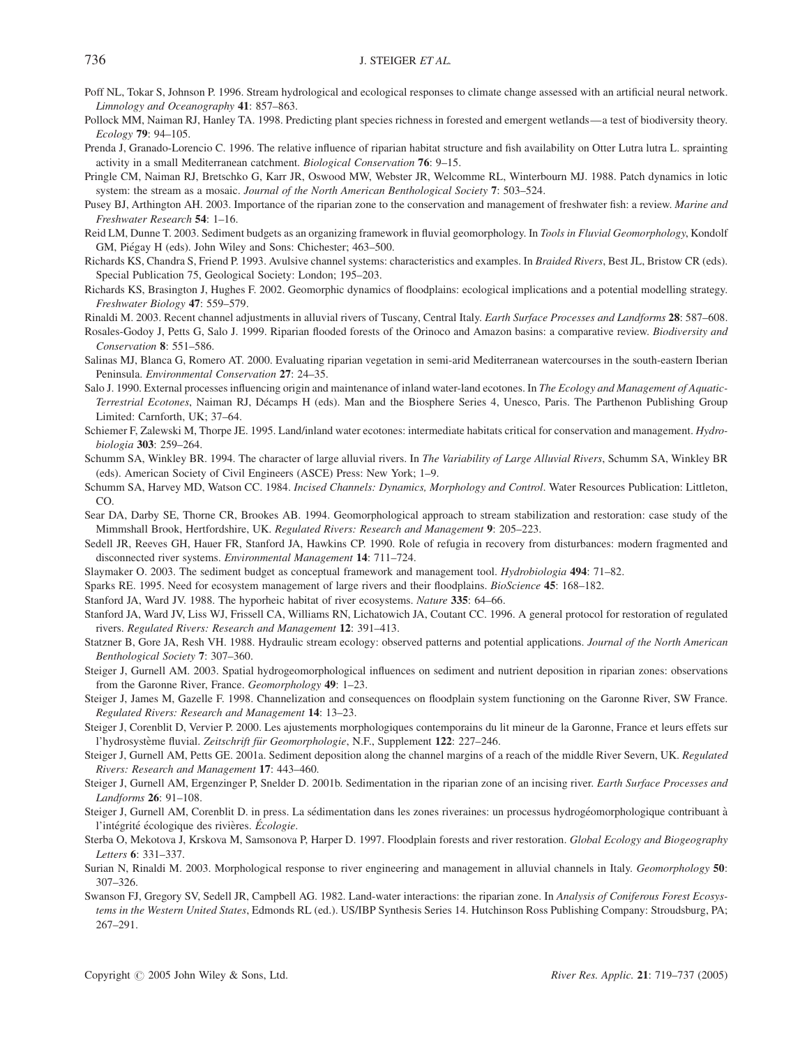Poff NL, Tokar S, Johnson P. 1996. Stream hydrological and ecological responses to climate change assessed with an artificial neural network. *Limnology and Oceanography* **41**: 857–863.

Pollock MM, Naiman RJ, Hanley TA. 1998. Predicting plant species richness in forested and emergent wetlands—a test of biodiversity theory. *Ecology* **79**: 94–105.

Prenda J, Granado-Lorencio C. 1996. The relative influence of riparian habitat structure and fish availability on Otter Lutra lutra L. sprainting activity in a small Mediterranean catchment. *Biological Conservation* **76**: 9–15.

Pringle CM, Naiman RJ, Bretschko G, Karr JR, Oswood MW, Webster JR, Welcomme RL, Winterbourn MJ. 1988. Patch dynamics in lotic system: the stream as a mosaic. *Journal of the North American Benthological Society* **7**: 503–524.

Pusey BJ, Arthington AH. 2003. Importance of the riparian zone to the conservation and management of freshwater fish: a review. *Marine and Freshwater Research* **54**: 1–16.

Reid LM, Dunne T. 2003. Sediment budgets as an organizing framework in fluvial geomorphology. In *Tools in Fluvial Geomorphology*, Kondolf GM, Piégay H (eds). John Wiley and Sons: Chichester; 463–500.

Richards KS, Chandra S, Friend P. 1993. Avulsive channel systems: characteristics and examples. In *Braided Rivers*, Best JL, Bristow CR (eds). Special Publication 75, Geological Society: London; 195–203.

Richards KS, Brasington J, Hughes F. 2002. Geomorphic dynamics of floodplains: ecological implications and a potential modelling strategy. *Freshwater Biology* **47**: 559–579.

Rinaldi M. 2003. Recent channel adjustments in alluvial rivers of Tuscany, Central Italy. *Earth Surface Processes and Landforms* **28**: 587–608.

Rosales-Godoy J, Petts G, Salo J. 1999. Riparian flooded forests of the Orinoco and Amazon basins: a comparative review. *Biodiversity and Conservation* **8**: 551–586.

Salinas MJ, Blanca G, Romero AT. 2000. Evaluating riparian vegetation in semi-arid Mediterranean watercourses in the south-eastern Iberian Peninsula. *Environmental Conservation* **27**: 24–35.

Salo J. 1990. External processes influencing origin and maintenance of inland water-land ecotones. In *The Ecology and Management of Aquatic-Terrestrial Ecotones*, Naiman RJ, Décamps H (eds). Man and the Biosphere Series 4, Unesco, Paris. The Parthenon Publishing Group Limited: Carnforth, UK; 37–64.

Schiemer F, Zalewski M, Thorpe JE. 1995. Land/inland water ecotones: intermediate habitats critical for conservation and management. *Hydrobiologia* **303**: 259–264.

Schumm SA, Winkley BR. 1994. The character of large alluvial rivers. In *The Variability of Large Alluvial Rivers*, Schumm SA, Winkley BR (eds). American Society of Civil Engineers (ASCE) Press: New York; 1–9.

Schumm SA, Harvey MD, Watson CC. 1984. *Incised Channels: Dynamics, Morphology and Control*. Water Resources Publication: Littleton, CO.

Sear DA, Darby SE, Thorne CR, Brookes AB. 1994. Geomorphological approach to stream stabilization and restoration: case study of the Mimmshall Brook, Hertfordshire, UK. *Regulated Rivers: Research and Management* **9**: 205–223.

Sedell JR, Reeves GH, Hauer FR, Stanford JA, Hawkins CP. 1990. Role of refugia in recovery from disturbances: modern fragmented and disconnected river systems. *Environmental Management* **14**: 711–724.

Slaymaker O. 2003. The sediment budget as conceptual framework and management tool. *Hydrobiologia* **494**: 71–82.

Sparks RE. 1995. Need for ecosystem management of large rivers and their floodplains. *BioScience* **45**: 168–182.

Stanford JA, Ward JV. 1988. The hyporheic habitat of river ecosystems. *Nature* **335**: 64–66.

Stanford JA, Ward JV, Liss WJ, Frissell CA, Williams RN, Lichatowich JA, Coutant CC. 1996. A general protocol for restoration of regulated rivers. *Regulated Rivers: Research and Management* **12**: 391–413.

Statzner B, Gore JA, Resh VH. 1988. Hydraulic stream ecology: observed patterns and potential applications. *Journal of the North American Benthological Society* **7**: 307–360.

Steiger J, Gurnell AM. 2003. Spatial hydrogeomorphological influences on sediment and nutrient deposition in riparian zones: observations from the Garonne River, France. *Geomorphology* **49**: 1–23.

Steiger J, James M, Gazelle F. 1998. Channelization and consequences on floodplain system functioning on the Garonne River, SW France. *Regulated Rivers: Research and Management* **14**: 13–23.

Steiger J, Corenblit D, Vervier P. 2000. Les ajustements morphologiques contemporains du lit mineur de la Garonne, France et leurs effets sur l'hydrosystème fluvial. *Zeitschrift für Geomorphologie*, N.F., Supplement **122**: 227–246.

Steiger J, Gurnell AM, Petts GE. 2001a. Sediment deposition along the channel margins of a reach of the middle River Severn, UK. *Regulated Rivers: Research and Management* **17**: 443–460.

Steiger J, Gurnell AM, Ergenzinger P, Snelder D. 2001b. Sedimentation in the riparian zone of an incising river. *Earth Surface Processes and Landforms* **26**: 91–108.

Steiger J, Gurnell AM, Corenblit D. in press. La sédimentation dans les zones riveraines: un processus hydrogéomorphologique contribuant à l'intégrité écologique des rivières. *Écologie*.

Sterba O, Mekotova J, Krskova M, Samsonova P, Harper D. 1997. Floodplain forests and river restoration. *Global Ecology and Biogeography Letters* **6**: 331–337.

Surian N, Rinaldi M. 2003. Morphological response to river engineering and management in alluvial channels in Italy. *Geomorphology* **50**: 307–326.

Swanson FJ, Gregory SV, Sedell JR, Campbell AG. 1982. Land-water interactions: the riparian zone. In *Analysis of Coniferous Forest Ecosystems in the Western United States*, Edmonds RL (ed.). US/IBP Synthesis Series 14. Hutchinson Ross Publishing Company: Stroudsburg, PA; 267–291.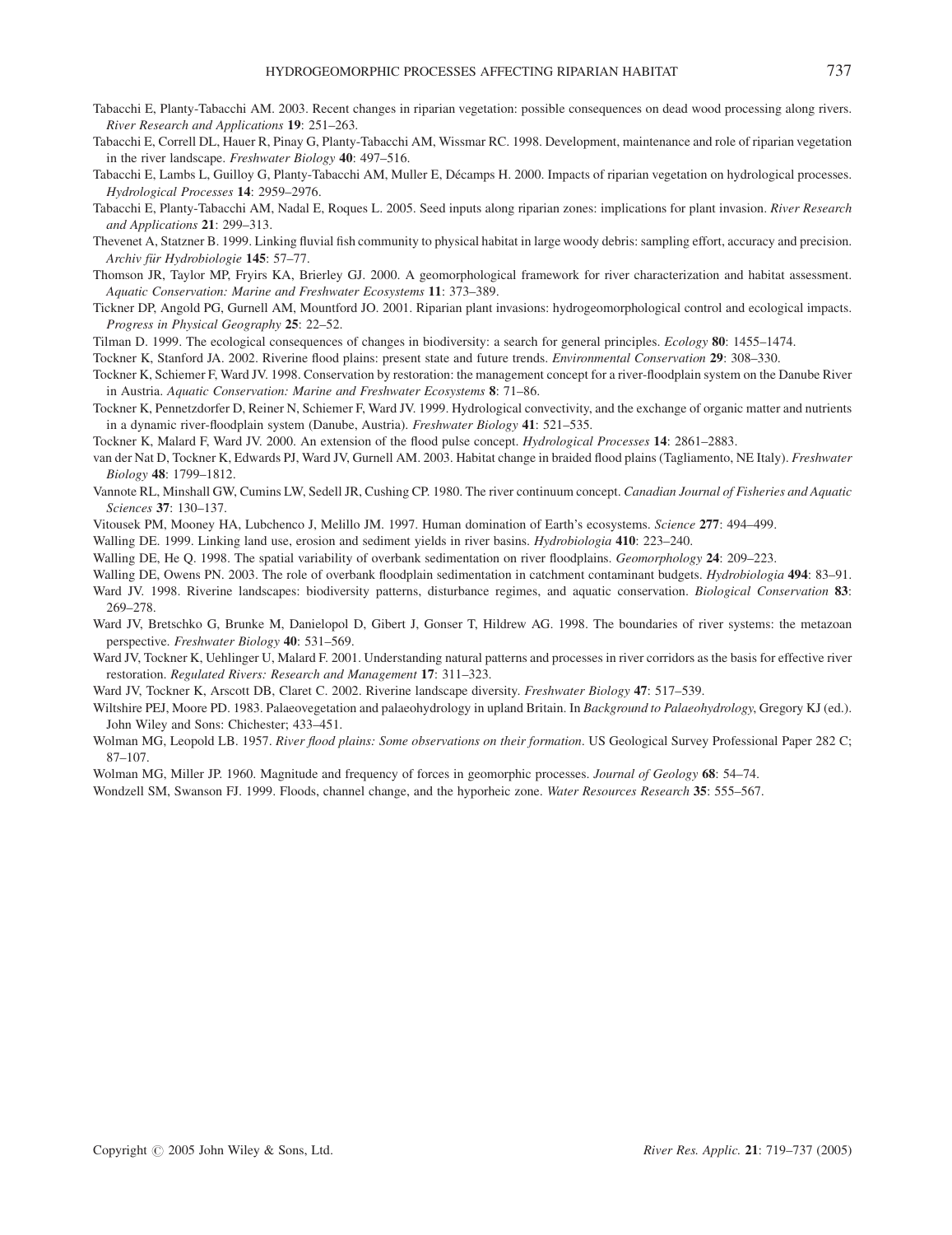Tabacchi E, Planty-Tabacchi AM. 2003. Recent changes in riparian vegetation: possible consequences on dead wood processing along rivers. *River Research and Applications* **19**: 251–263.

Tabacchi E, Correll DL, Hauer R, Pinay G, Planty-Tabacchi AM, Wissmar RC. 1998. Development, maintenance and role of riparian vegetation in the river landscape. *Freshwater Biology* **40**: 497–516.

Tabacchi E, Lambs L, Guilloy G, Planty-Tabacchi AM, Muller E, Décamps H. 2000. Impacts of riparian vegetation on hydrological processes. *Hydrological Processes* **14**: 2959–2976.

Tabacchi E, Planty-Tabacchi AM, Nadal E, Roques L. 2005. Seed inputs along riparian zones: implications for plant invasion. *River Research and Applications* **21**: 299–313.

Thevenet A, Statzner B. 1999. Linking fluvial fish community to physical habitat in large woody debris: sampling effort, accuracy and precision. *Archiv für Hydrobiologie* **145**: 57–77.

Thomson JR, Taylor MP, Fryirs KA, Brierley GJ. 2000. A geomorphological framework for river characterization and habitat assessment. *Aquatic Conservation: Marine and Freshwater Ecosystems* **11**: 373–389.

Tickner DP, Angold PG, Gurnell AM, Mountford JO. 2001. Riparian plant invasions: hydrogeomorphological control and ecological impacts. *Progress in Physical Geography* **25**: 22–52.

Tilman D. 1999. The ecological consequences of changes in biodiversity: a search for general principles. *Ecology* **80**: 1455–1474.

Tockner K, Stanford JA. 2002. Riverine flood plains: present state and future trends. *Environmental Conservation* **29**: 308–330.

Tockner K, Schiemer F, Ward JV. 1998. Conservation by restoration: the management concept for a river-floodplain system on the Danube River in Austria. *Aquatic Conservation: Marine and Freshwater Ecosystems* **8**: 71–86.

Tockner K, Pennetzdorfer D, Reiner N, Schiemer F, Ward JV. 1999. Hydrological convectivity, and the exchange of organic matter and nutrients in a dynamic river-floodplain system (Danube, Austria). *Freshwater Biology* **41**: 521–535.

Tockner K, Malard F, Ward JV. 2000. An extension of the flood pulse concept. *Hydrological Processes* **14**: 2861–2883.

van der Nat D, Tockner K, Edwards PJ, Ward JV, Gurnell AM. 2003. Habitat change in braided flood plains (Tagliamento, NE Italy). *Freshwater Biology* **48**: 1799–1812.

Vannote RL, Minshall GW, Cumins LW, Sedell JR, Cushing CP. 1980. The river continuum concept. *Canadian Journal of Fisheries and Aquatic Sciences* **37**: 130–137.

Vitousek PM, Mooney HA, Lubchenco J, Melillo JM. 1997. Human domination of Earth's ecosystems. *Science* **277**: 494–499.

Walling DE. 1999. Linking land use, erosion and sediment yields in river basins. *Hydrobiologia* **410**: 223–240.

Walling DE, He Q. 1998. The spatial variability of overbank sedimentation on river floodplains. *Geomorphology* **24**: 209–223.

Walling DE, Owens PN. 2003. The role of overbank floodplain sedimentation in catchment contaminant budgets. *Hydrobiologia* **494**: 83–91.

Ward JV. 1998. Riverine landscapes: biodiversity patterns, disturbance regimes, and aquatic conservation. *Biological Conservation* **83**: 269–278.

Ward JV, Bretschko G, Brunke M, Danielopol D, Gibert J, Gonser T, Hildrew AG. 1998. The boundaries of river systems: the metazoan perspective. *Freshwater Biology* **40**: 531–569.

Ward JV, Tockner K, Uehlinger U, Malard F. 2001. Understanding natural patterns and processes in river corridors as the basis for effective river restoration. *Regulated Rivers: Research and Management* **17**: 311–323.

Ward JV, Tockner K, Arscott DB, Claret C. 2002. Riverine landscape diversity. *Freshwater Biology* **47**: 517–539.

Wiltshire PEJ, Moore PD. 1983. Palaeovegetation and palaeohydrology in upland Britain. In *Background to Palaeohydrology*, Gregory KJ (ed.). John Wiley and Sons: Chichester; 433–451.

Wolman MG, Leopold LB. 1957. *River flood plains: Some observations on their formation*. US Geological Survey Professional Paper 282 C; 87–107.

Wolman MG, Miller JP. 1960. Magnitude and frequency of forces in geomorphic processes. *Journal of Geology* **68**: 54–74.

Wondzell SM, Swanson FJ. 1999. Floods, channel change, and the hyporheic zone. *Water Resources Research* **35**: 555–567.